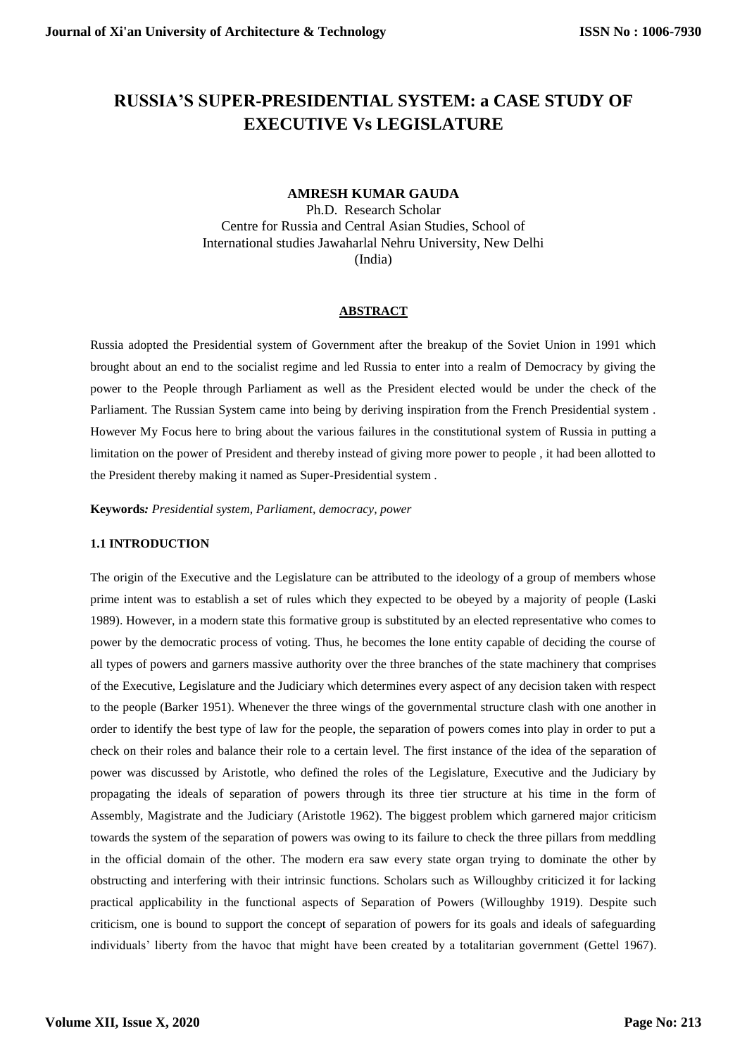# RUSSIA'S SUPER-PRESIDENTIAL SYSTEM: a CASE STUDY OF EXECUTIVE Vs LEGISLATURE

**AMRESH KUMAR GAUDA**

Ph.D. Research Scholar
Centre for Russia and Central Asian Studies, School of International studies Jawaharlal Nehru University, New Delhi (India)

## ABSTRACT

Russia adopted the Presidential system of Government after the breakup of the Soviet Union in 1991 which brought about an end to the socialist regime and led Russia to enter into a realm of Democracy by giving the power to the People through Parliament as well as the President elected would be under the check of the Parliament. The Russian System came into being by deriving inspiration from the French Presidential system . However My Focus here to bring about the various failures in the constitutional system of Russia in putting a limitation on the power of President and thereby instead of giving more power to people , it had been allotted to the President thereby making it named as Super-Presidential system .

**Keywords***: Presidential system, Parliament, democracy, power*

### 1.1 INTRODUCTION

The origin of the Executive and the Legislature can be attributed to the ideology of a group of members whose prime intent was to establish a set of rules which they expected to be obeyed by a majority of people (Laski 1989). However, in a modern state this formative group is substituted by an elected representative who comes to power by the democratic process of voting. Thus, he becomes the lone entity capable of deciding the course of all types of powers and garners massive authority over the three branches of the state machinery that comprises of the Executive, Legislature and the Judiciary which determines every aspect of any decision taken with respect to the people (Barker 1951). Whenever the three wings of the governmental structure clash with one another in order to identify the best type of law for the people, the separation of powers comes into play in order to put a check on their roles and balance their role to a certain level. The first instance of the idea of the separation of power was discussed by Aristotle, who defined the roles of the Legislature, Executive and the Judiciary by propagating the ideals of separation of powers through its three tier structure at his time in the form of Assembly, Magistrate and the Judiciary (Aristotle 1962). The biggest problem which garnered major criticism towards the system of the separation of powers was owing to its failure to check the three pillars from meddling in the official domain of the other. The modern era saw every state organ trying to dominate the other by obstructing and interfering with their intrinsic functions. Scholars such as Willoughby criticized it for lacking practical applicability in the functional aspects of Separation of Powers (Willoughby 1919). Despite such criticism, one is bound to support the concept of separation of powers for its goals and ideals of safeguarding individuals' liberty from the havoc that might have been created by a totalitarian government (Gettel 1967).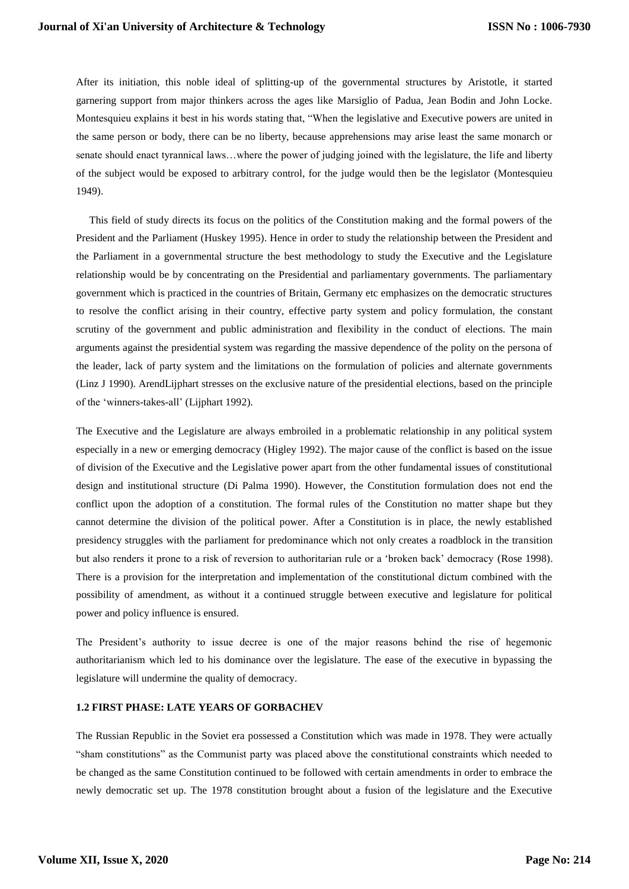After its initiation, this noble ideal of splitting-up of the governmental structures by Aristotle, it started garnering support from major thinkers across the ages like Marsiglio of Padua, Jean Bodin and John Locke. Montesquieu explains it best in his words stating that, "When the legislative and Executive powers are united in the same person or body, there can be no liberty, because apprehensions may arise least the same monarch or senate should enact tyrannical laws…where the power of judging joined with the legislature, the life and liberty of the subject would be exposed to arbitrary control, for the judge would then be the legislator (Montesquieu 1949).

This field of study directs its focus on the politics of the Constitution making and the formal powers of the President and the Parliament (Huskey 1995). Hence in order to study the relationship between the President and the Parliament in a governmental structure the best methodology to study the Executive and the Legislature relationship would be by concentrating on the Presidential and parliamentary governments. The parliamentary government which is practiced in the countries of Britain, Germany etc emphasizes on the democratic structures to resolve the conflict arising in their country, effective party system and policy formulation, the constant scrutiny of the government and public administration and flexibility in the conduct of elections. The main arguments against the presidential system was regarding the massive dependence of the polity on the persona of the leader, lack of party system and the limitations on the formulation of policies and alternate governments (Linz J 1990). ArendLijphart stresses on the exclusive nature of the presidential elections, based on the principle of the 'winners-takes-all' (Lijphart 1992).

The Executive and the Legislature are always embroiled in a problematic relationship in any political system especially in a new or emerging democracy (Higley 1992). The major cause of the conflict is based on the issue of division of the Executive and the Legislative power apart from the other fundamental issues of constitutional design and institutional structure (Di Palma 1990). However, the Constitution formulation does not end the conflict upon the adoption of a constitution. The formal rules of the Constitution no matter shape but they cannot determine the division of the political power. After a Constitution is in place, the newly established presidency struggles with the parliament for predominance which not only creates a roadblock in the transition but also renders it prone to a risk of reversion to authoritarian rule or a 'broken back' democracy (Rose 1998). There is a provision for the interpretation and implementation of the constitutional dictum combined with the possibility of amendment, as without it a continued struggle between executive and legislature for political power and policy influence is ensured.

The President's authority to issue decree is one of the major reasons behind the rise of hegemonic authoritarianism which led to his dominance over the legislature. The ease of the executive in bypassing the legislature will undermine the quality of democracy.

### 1.2 FIRST PHASE: LATE YEARS OF GORBACHEV

The Russian Republic in the Soviet era possessed a Constitution which was made in 1978. They were actually "sham constitutions" as the Communist party was placed above the constitutional constraints which needed to be changed as the same Constitution continued to be followed with certain amendments in order to embrace the newly democratic set up. The 1978 constitution brought about a fusion of the legislature and the Executive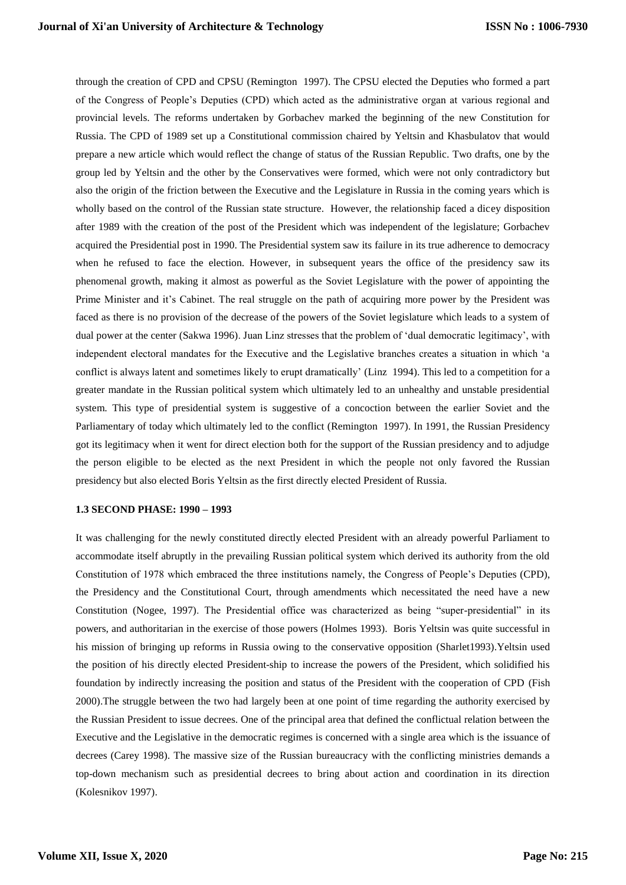through the creation of CPD and CPSU (Remington 1997). The CPSU elected the Deputies who formed a part of the Congress of People's Deputies (CPD) which acted as the administrative organ at various regional and provincial levels. The reforms undertaken by Gorbachev marked the beginning of the new Constitution for Russia. The CPD of 1989 set up a Constitutional commission chaired by Yeltsin and Khasbulatov that would prepare a new article which would reflect the change of status of the Russian Republic. Two drafts, one by the group led by Yeltsin and the other by the Conservatives were formed, which were not only contradictory but also the origin of the friction between the Executive and the Legislature in Russia in the coming years which is wholly based on the control of the Russian state structure. However, the relationship faced a dicey disposition after 1989 with the creation of the post of the President which was independent of the legislature; Gorbachev acquired the Presidential post in 1990. The Presidential system saw its failure in its true adherence to democracy when he refused to face the election. However, in subsequent years the office of the presidency saw its phenomenal growth, making it almost as powerful as the Soviet Legislature with the power of appointing the Prime Minister and it's Cabinet. The real struggle on the path of acquiring more power by the President was faced as there is no provision of the decrease of the powers of the Soviet legislature which leads to a system of dual power at the center (Sakwa 1996). Juan Linz stresses that the problem of 'dual democratic legitimacy', with independent electoral mandates for the Executive and the Legislative branches creates a situation in which 'a conflict is always latent and sometimes likely to erupt dramatically' (Linz 1994). This led to a competition for a greater mandate in the Russian political system which ultimately led to an unhealthy and unstable presidential system. This type of presidential system is suggestive of a concoction between the earlier Soviet and the Parliamentary of today which ultimately led to the conflict (Remington 1997). In 1991, the Russian Presidency got its legitimacy when it went for direct election both for the support of the Russian presidency and to adjudge the person eligible to be elected as the next President in which the people not only favored the Russian presidency but also elected Boris Yeltsin as the first directly elected President of Russia.

### 1.3 SECOND PHASE: 1990 – 1993

It was challenging for the newly constituted directly elected President with an already powerful Parliament to accommodate itself abruptly in the prevailing Russian political system which derived its authority from the old Constitution of 1978 which embraced the three institutions namely, the Congress of People's Deputies (CPD), the Presidency and the Constitutional Court, through amendments which necessitated the need have a new Constitution (Nogee, 1997). The Presidential office was characterized as being "super-presidential" in its powers, and authoritarian in the exercise of those powers (Holmes 1993). Boris Yeltsin was quite successful in his mission of bringing up reforms in Russia owing to the conservative opposition (Sharlet1993).Yeltsin used the position of his directly elected President-ship to increase the powers of the President, which solidified his foundation by indirectly increasing the position and status of the President with the cooperation of CPD (Fish 2000).The struggle between the two had largely been at one point of time regarding the authority exercised by the Russian President to issue decrees. One of the principal area that defined the conflictual relation between the Executive and the Legislative in the democratic regimes is concerned with a single area which is the issuance of decrees (Carey 1998). The massive size of the Russian bureaucracy with the conflicting ministries demands a top-down mechanism such as presidential decrees to bring about action and coordination in its direction (Kolesnikov 1997).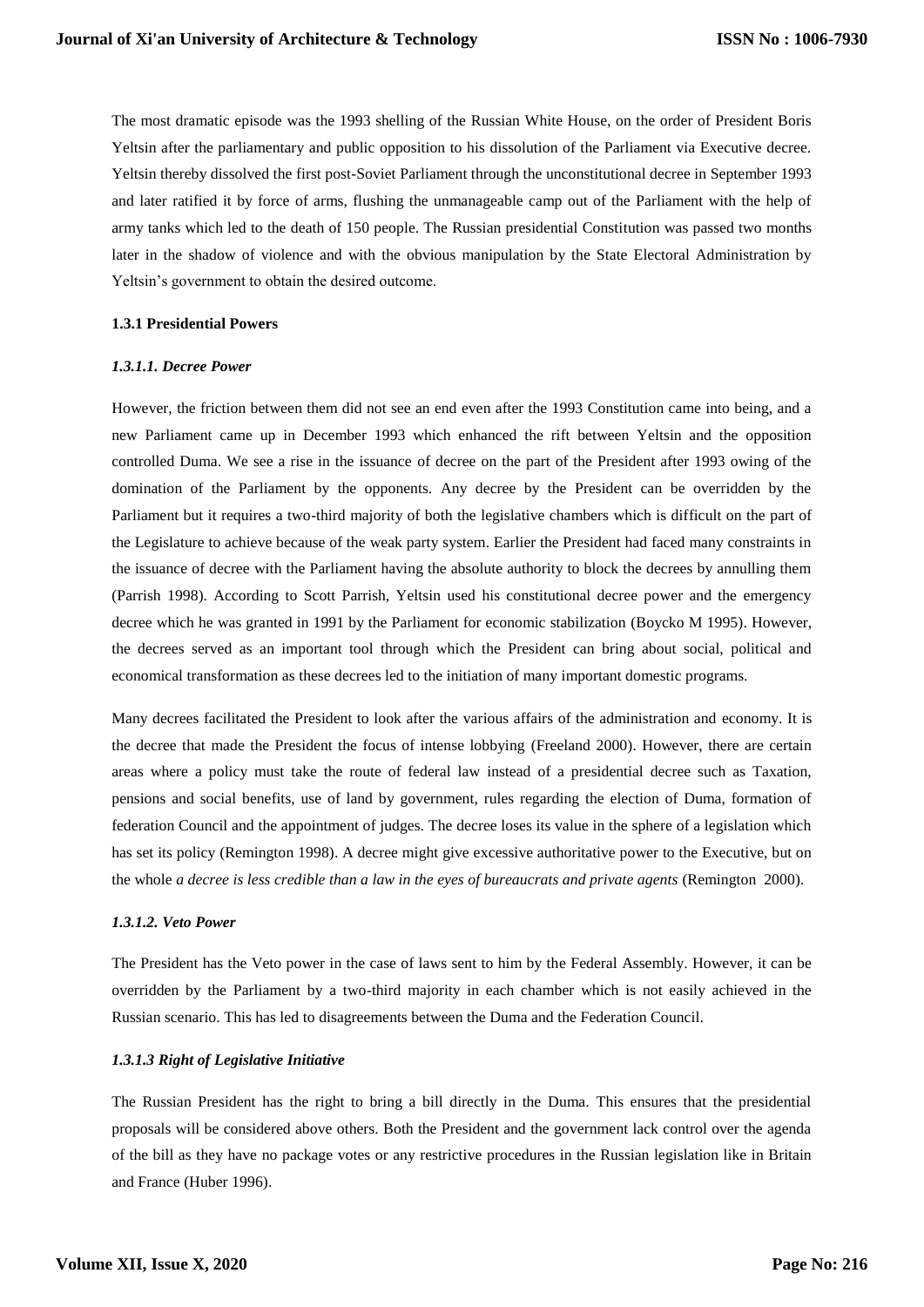The most dramatic episode was the 1993 shelling of the Russian White House, on the order of President Boris Yeltsin after the parliamentary and public opposition to his dissolution of the Parliament via Executive decree. Yeltsin thereby dissolved the first post-Soviet Parliament through the unconstitutional decree in September 1993 and later ratified it by force of arms, flushing the unmanageable camp out of the Parliament with the help of army tanks which led to the death of 150 people. The Russian presidential Constitution was passed two months later in the shadow of violence and with the obvious manipulation by the State Electoral Administration by Yeltsin's government to obtain the desired outcome.

### 1.3.1 Presidential Powers

#### *1.3.1.1. Decree Power*

However, the friction between them did not see an end even after the 1993 Constitution came into being, and a new Parliament came up in December 1993 which enhanced the rift between Yeltsin and the opposition controlled Duma. We see a rise in the issuance of decree on the part of the President after 1993 owing of the domination of the Parliament by the opponents. Any decree by the President can be overridden by the Parliament but it requires a two-third majority of both the legislative chambers which is difficult on the part of the Legislature to achieve because of the weak party system. Earlier the President had faced many constraints in the issuance of decree with the Parliament having the absolute authority to block the decrees by annulling them (Parrish 1998). According to Scott Parrish, Yeltsin used his constitutional decree power and the emergency decree which he was granted in 1991 by the Parliament for economic stabilization (Boycko M 1995). However, the decrees served as an important tool through which the President can bring about social, political and economical transformation as these decrees led to the initiation of many important domestic programs.

Many decrees facilitated the President to look after the various affairs of the administration and economy. It is the decree that made the President the focus of intense lobbying (Freeland 2000). However, there are certain areas where a policy must take the route of federal law instead of a presidential decree such as Taxation, pensions and social benefits, use of land by government, rules regarding the election of Duma, formation of federation Council and the appointment of judges. The decree loses its value in the sphere of a legislation which has set its policy (Remington 1998). A decree might give excessive authoritative power to the Executive, but on the whole *a decree is less credible than a law in the eyes of bureaucrats and private agents* (Remington 2000).

#### *1.3.1.2. Veto Power*

The President has the Veto power in the case of laws sent to him by the Federal Assembly. However, it can be overridden by the Parliament by a two-third majority in each chamber which is not easily achieved in the Russian scenario. This has led to disagreements between the Duma and the Federation Council.

#### *1.3.1.3 Right of Legislative Initiative*

The Russian President has the right to bring a bill directly in the Duma. This ensures that the presidential proposals will be considered above others. Both the President and the government lack control over the agenda of the bill as they have no package votes or any restrictive procedures in the Russian legislation like in Britain and France (Huber 1996).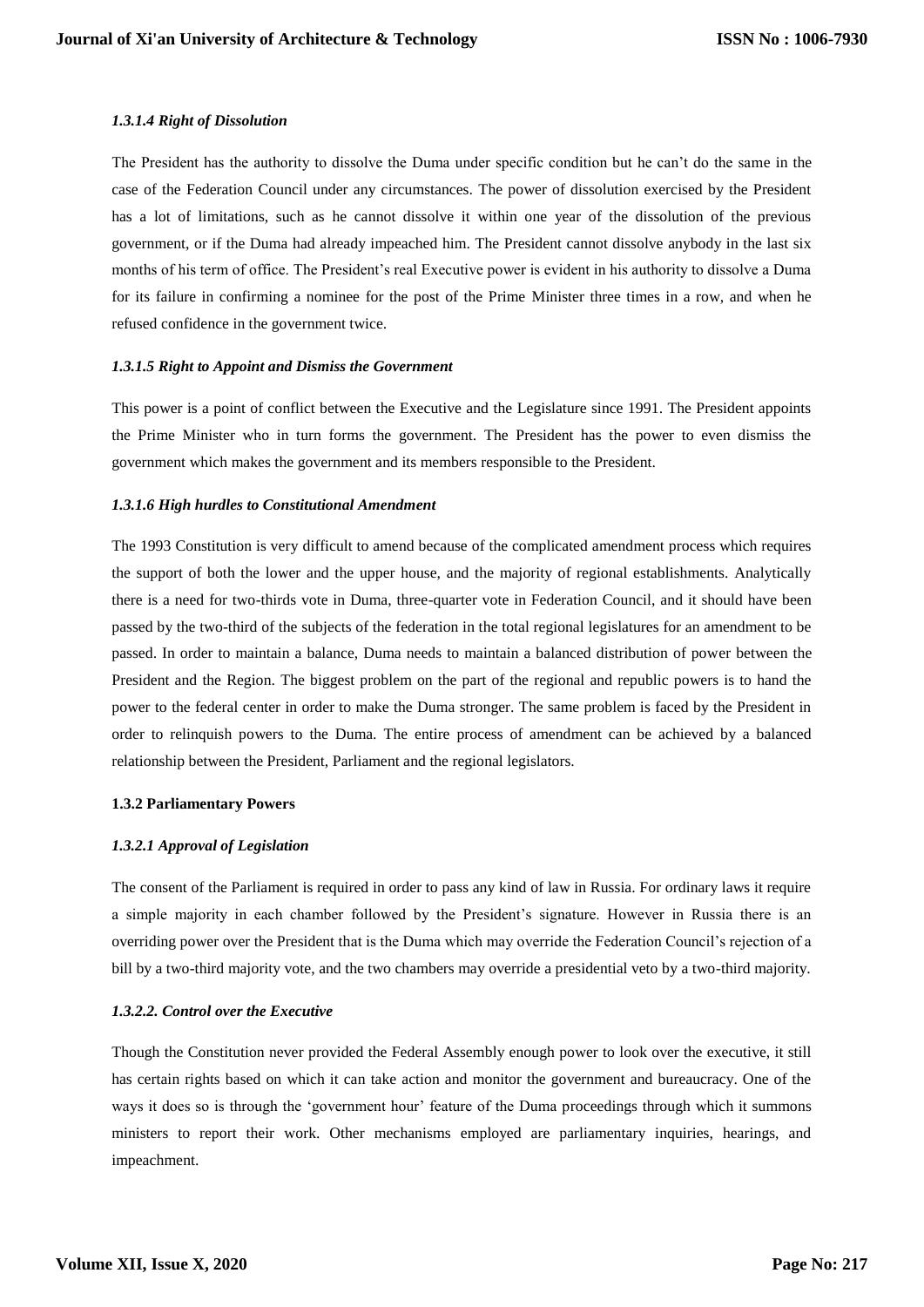#### *1.3.1.4 Right of Dissolution*

The President has the authority to dissolve the Duma under specific condition but he can't do the same in the case of the Federation Council under any circumstances. The power of dissolution exercised by the President has a lot of limitations, such as he cannot dissolve it within one year of the dissolution of the previous government, or if the Duma had already impeached him. The President cannot dissolve anybody in the last six months of his term of office. The President's real Executive power is evident in his authority to dissolve a Duma for its failure in confirming a nominee for the post of the Prime Minister three times in a row, and when he refused confidence in the government twice.

#### *1.3.1.5 Right to Appoint and Dismiss the Government*

This power is a point of conflict between the Executive and the Legislature since 1991. The President appoints the Prime Minister who in turn forms the government. The President has the power to even dismiss the government which makes the government and its members responsible to the President.

#### *1.3.1.6 High hurdles to Constitutional Amendment*

The 1993 Constitution is very difficult to amend because of the complicated amendment process which requires the support of both the lower and the upper house, and the majority of regional establishments. Analytically there is a need for two-thirds vote in Duma, three-quarter vote in Federation Council, and it should have been passed by the two-third of the subjects of the federation in the total regional legislatures for an amendment to be passed. In order to maintain a balance, Duma needs to maintain a balanced distribution of power between the President and the Region. The biggest problem on the part of the regional and republic powers is to hand the power to the federal center in order to make the Duma stronger. The same problem is faced by the President in order to relinquish powers to the Duma. The entire process of amendment can be achieved by a balanced relationship between the President, Parliament and the regional legislators.

### 1.3.2 Parliamentary Powers

#### *1.3.2.1 Approval of Legislation*

The consent of the Parliament is required in order to pass any kind of law in Russia. For ordinary laws it require a simple majority in each chamber followed by the President's signature. However in Russia there is an overriding power over the President that is the Duma which may override the Federation Council's rejection of a bill by a two-third majority vote, and the two chambers may override a presidential veto by a two-third majority.

#### *1.3.2.2. Control over the Executive*

Though the Constitution never provided the Federal Assembly enough power to look over the executive, it still has certain rights based on which it can take action and monitor the government and bureaucracy. One of the ways it does so is through the 'government hour' feature of the Duma proceedings through which it summons ministers to report their work. Other mechanisms employed are parliamentary inquiries, hearings, and impeachment.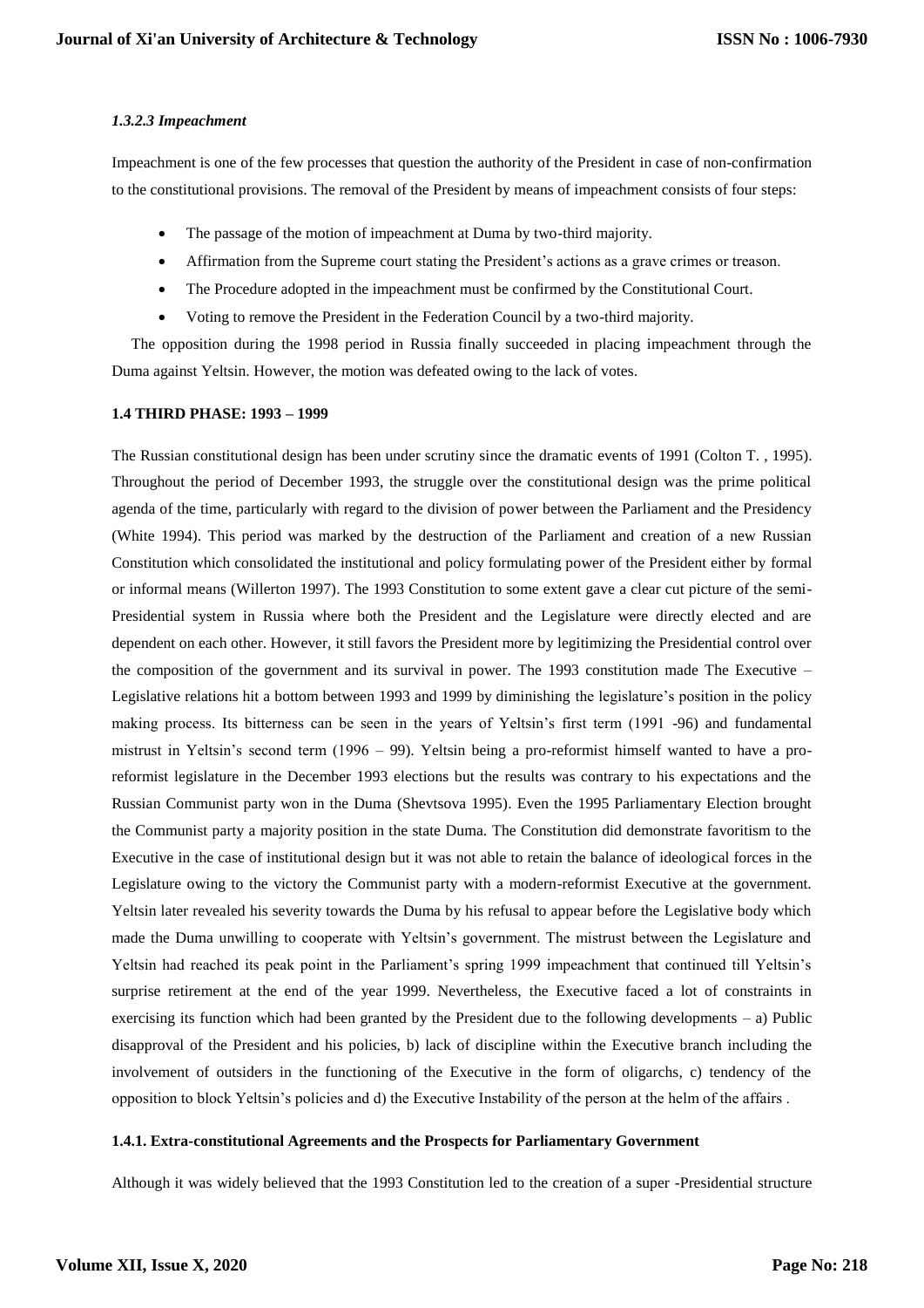#### *1.3.2.3 Impeachment*

Impeachment is one of the few processes that question the authority of the President in case of non-confirmation to the constitutional provisions. The removal of the President by means of impeachment consists of four steps:

- The passage of the motion of impeachment at Duma by two-third majority.
- Affirmation from the Supreme court stating the President's actions as a grave crimes or treason.
- The Procedure adopted in the impeachment must be confirmed by the Constitutional Court.
- Voting to remove the President in the Federation Council by a two-third majority.

The opposition during the 1998 period in Russia finally succeeded in placing impeachment through the Duma against Yeltsin. However, the motion was defeated owing to the lack of votes.

### 1.4 THIRD PHASE: 1993 – 1999

The Russian constitutional design has been under scrutiny since the dramatic events of 1991 (Colton T. , 1995). Throughout the period of December 1993, the struggle over the constitutional design was the prime political agenda of the time, particularly with regard to the division of power between the Parliament and the Presidency (White 1994). This period was marked by the destruction of the Parliament and creation of a new Russian Constitution which consolidated the institutional and policy formulating power of the President either by formal or informal means (Willerton 1997). The 1993 Constitution to some extent gave a clear cut picture of the semi-Presidential system in Russia where both the President and the Legislature were directly elected and are dependent on each other. However, it still favors the President more by legitimizing the Presidential control over the composition of the government and its survival in power. The 1993 constitution made The Executive – Legislative relations hit a bottom between 1993 and 1999 by diminishing the legislature's position in the policy making process. Its bitterness can be seen in the years of Yeltsin's first term (1991 -96) and fundamental mistrust in Yeltsin's second term (1996 – 99). Yeltsin being a pro-reformist himself wanted to have a pro-reformist legislature in the December 1993 elections but the results was contrary to his expectations and the Russian Communist party won in the Duma (Shevtsova 1995). Even the 1995 Parliamentary Election brought the Communist party a majority position in the state Duma. The Constitution did demonstrate favoritism to the Executive in the case of institutional design but it was not able to retain the balance of ideological forces in the Legislature owing to the victory the Communist party with a modern-reformist Executive at the government. Yeltsin later revealed his severity towards the Duma by his refusal to appear before the Legislative body which made the Duma unwilling to cooperate with Yeltsin's government. The mistrust between the Legislature and Yeltsin had reached its peak point in the Parliament's spring 1999 impeachment that continued till Yeltsin's surprise retirement at the end of the year 1999. Nevertheless, the Executive faced a lot of constraints in exercising its function which had been granted by the President due to the following developments – a) Public disapproval of the President and his policies, b) lack of discipline within the Executive branch including the involvement of outsiders in the functioning of the Executive in the form of oligarchs, c) tendency of the opposition to block Yeltsin's policies and d) the Executive Instability of the person at the helm of the affairs .

#### 1.4.1. Extra-constitutional Agreements and the Prospects for Parliamentary Government

Although it was widely believed that the 1993 Constitution led to the creation of a super -Presidential structure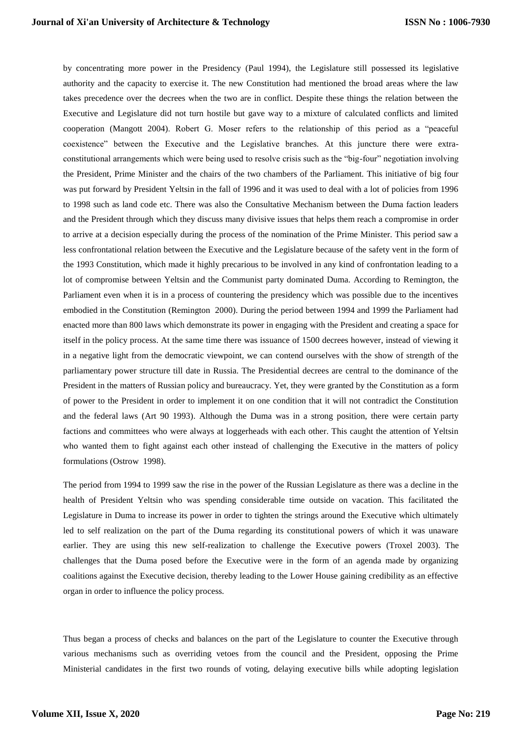by concentrating more power in the Presidency (Paul 1994), the Legislature still possessed its legislative authority and the capacity to exercise it. The new Constitution had mentioned the broad areas where the law takes precedence over the decrees when the two are in conflict. Despite these things the relation between the Executive and Legislature did not turn hostile but gave way to a mixture of calculated conflicts and limited cooperation (Mangott 2004). Robert G. Moser refers to the relationship of this period as a "peaceful coexistence" between the Executive and the Legislative branches. At this juncture there were extra-constitutional arrangements which were being used to resolve crisis such as the "big-four" negotiation involving the President, Prime Minister and the chairs of the two chambers of the Parliament. This initiative of big four was put forward by President Yeltsin in the fall of 1996 and it was used to deal with a lot of policies from 1996 to 1998 such as land code etc. There was also the Consultative Mechanism between the Duma faction leaders and the President through which they discuss many divisive issues that helps them reach a compromise in order to arrive at a decision especially during the process of the nomination of the Prime Minister. This period saw a less confrontational relation between the Executive and the Legislature because of the safety vent in the form of the 1993 Constitution, which made it highly precarious to be involved in any kind of confrontation leading to a lot of compromise between Yeltsin and the Communist party dominated Duma. According to Remington, the Parliament even when it is in a process of countering the presidency which was possible due to the incentives embodied in the Constitution (Remington 2000). During the period between 1994 and 1999 the Parliament had enacted more than 800 laws which demonstrate its power in engaging with the President and creating a space for itself in the policy process. At the same time there was issuance of 1500 decrees however, instead of viewing it in a negative light from the democratic viewpoint, we can contend ourselves with the show of strength of the parliamentary power structure till date in Russia. The Presidential decrees are central to the dominance of the President in the matters of Russian policy and bureaucracy. Yet, they were granted by the Constitution as a form of power to the President in order to implement it on one condition that it will not contradict the Constitution and the federal laws (Art 90 1993). Although the Duma was in a strong position, there were certain party factions and committees who were always at loggerheads with each other. This caught the attention of Yeltsin who wanted them to fight against each other instead of challenging the Executive in the matters of policy formulations (Ostrow 1998).

The period from 1994 to 1999 saw the rise in the power of the Russian Legislature as there was a decline in the health of President Yeltsin who was spending considerable time outside on vacation. This facilitated the Legislature in Duma to increase its power in order to tighten the strings around the Executive which ultimately led to self realization on the part of the Duma regarding its constitutional powers of which it was unaware earlier. They are using this new self-realization to challenge the Executive powers (Troxel 2003). The challenges that the Duma posed before the Executive were in the form of an agenda made by organizing coalitions against the Executive decision, thereby leading to the Lower House gaining credibility as an effective organ in order to influence the policy process.

Thus began a process of checks and balances on the part of the Legislature to counter the Executive through various mechanisms such as overriding vetoes from the council and the President, opposing the Prime Ministerial candidates in the first two rounds of voting, delaying executive bills while adopting legislation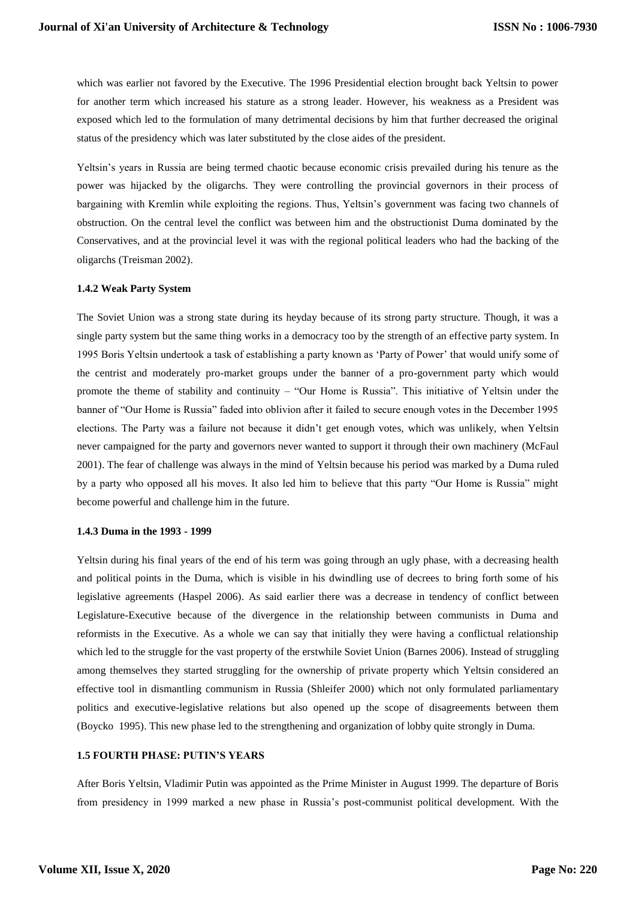which was earlier not favored by the Executive. The 1996 Presidential election brought back Yeltsin to power for another term which increased his stature as a strong leader. However, his weakness as a President was exposed which led to the formulation of many detrimental decisions by him that further decreased the original status of the presidency which was later substituted by the close aides of the president.

Yeltsin's years in Russia are being termed chaotic because economic crisis prevailed during his tenure as the power was hijacked by the oligarchs. They were controlling the provincial governors in their process of bargaining with Kremlin while exploiting the regions. Thus, Yeltsin's government was facing two channels of obstruction. On the central level the conflict was between him and the obstructionist Duma dominated by the Conservatives, and at the provincial level it was with the regional political leaders who had the backing of the oligarchs (Treisman 2002).

#### 1.4.2 Weak Party System

The Soviet Union was a strong state during its heyday because of its strong party structure. Though, it was a single party system but the same thing works in a democracy too by the strength of an effective party system. In 1995 Boris Yeltsin undertook a task of establishing a party known as 'Party of Power' that would unify some of the centrist and moderately pro-market groups under the banner of a pro-government party which would promote the theme of stability and continuity – "Our Home is Russia". This initiative of Yeltsin under the banner of "Our Home is Russia" faded into oblivion after it failed to secure enough votes in the December 1995 elections. The Party was a failure not because it didn't get enough votes, which was unlikely, when Yeltsin never campaigned for the party and governors never wanted to support it through their own machinery (McFaul 2001). The fear of challenge was always in the mind of Yeltsin because his period was marked by a Duma ruled by a party who opposed all his moves. It also led him to believe that this party "Our Home is Russia" might become powerful and challenge him in the future.

#### 1.4.3 Duma in the 1993 - 1999

Yeltsin during his final years of the end of his term was going through an ugly phase, with a decreasing health and political points in the Duma, which is visible in his dwindling use of decrees to bring forth some of his legislative agreements (Haspel 2006). As said earlier there was a decrease in tendency of conflict between Legislature-Executive because of the divergence in the relationship between communists in Duma and reformists in the Executive. As a whole we can say that initially they were having a conflictual relationship which led to the struggle for the vast property of the erstwhile Soviet Union (Barnes 2006). Instead of struggling among themselves they started struggling for the ownership of private property which Yeltsin considered an effective tool in dismantling communism in Russia (Shleifer 2000) which not only formulated parliamentary politics and executive-legislative relations but also opened up the scope of disagreements between them (Boycko 1995). This new phase led to the strengthening and organization of lobby quite strongly in Duma.

### 1.5 FOURTH PHASE: PUTIN'S YEARS

After Boris Yeltsin, Vladimir Putin was appointed as the Prime Minister in August 1999. The departure of Boris from presidency in 1999 marked a new phase in Russia's post-communist political development. With the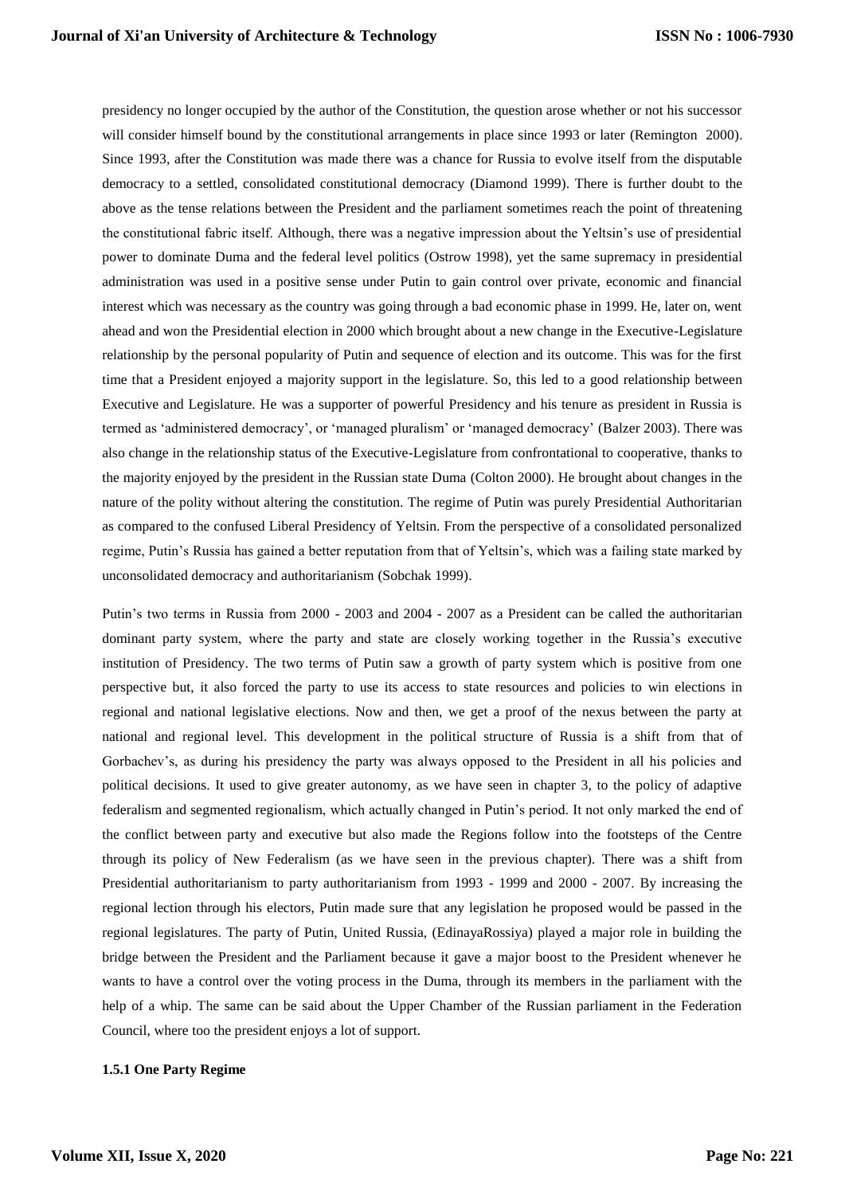presidency no longer occupied by the author of the Constitution, the question arose whether or not his successor will consider himself bound by the constitutional arrangements in place since 1993 or later (Remington 2000). Since 1993, after the Constitution was made there was a chance for Russia to evolve itself from the disputable democracy to a settled, consolidated constitutional democracy (Diamond 1999). There is further doubt to the above as the tense relations between the President and the parliament sometimes reach the point of threatening the constitutional fabric itself. Although, there was a negative impression about the Yeltsin's use of presidential power to dominate Duma and the federal level politics (Ostrow 1998), yet the same supremacy in presidential administration was used in a positive sense under Putin to gain control over private, economic and financial interest which was necessary as the country was going through a bad economic phase in 1999. He, later on, went ahead and won the Presidential election in 2000 which brought about a new change in the Executive-Legislature relationship by the personal popularity of Putin and sequence of election and its outcome. This was for the first time that a President enjoyed a majority support in the legislature. So, this led to a good relationship between Executive and Legislature. He was a supporter of powerful Presidency and his tenure as president in Russia is termed as 'administered democracy', or 'managed pluralism' or 'managed democracy' (Balzer 2003). There was also change in the relationship status of the Executive-Legislature from confrontational to cooperative, thanks to the majority enjoyed by the president in the Russian state Duma (Colton 2000). He brought about changes in the nature of the polity without altering the constitution. The regime of Putin was purely Presidential Authoritarian as compared to the confused Liberal Presidency of Yeltsin. From the perspective of a consolidated personalized regime, Putin's Russia has gained a better reputation from that of Yeltsin's, which was a failing state marked by unconsolidated democracy and authoritarianism (Sobchak 1999).

Putin's two terms in Russia from 2000 - 2003 and 2004 - 2007 as a President can be called the authoritarian dominant party system, where the party and state are closely working together in the Russia's executive institution of Presidency. The two terms of Putin saw a growth of party system which is positive from one perspective but, it also forced the party to use its access to state resources and policies to win elections in regional and national legislative elections. Now and then, we get a proof of the nexus between the party at national and regional level. This development in the political structure of Russia is a shift from that of Gorbachev's, as during his presidency the party was always opposed to the President in all his policies and political decisions. It used to give greater autonomy, as we have seen in chapter 3, to the policy of adaptive federalism and segmented regionalism, which actually changed in Putin's period. It not only marked the end of the conflict between party and executive but also made the Regions follow into the footsteps of the Centre through its policy of New Federalism (as we have seen in the previous chapter). There was a shift from Presidential authoritarianism to party authoritarianism from 1993 - 1999 and 2000 - 2007. By increasing the regional lection through his electors, Putin made sure that any legislation he proposed would be passed in the regional legislatures. The party of Putin, United Russia, (EdinayaRossiya) played a major role in building the bridge between the President and the Parliament because it gave a major boost to the President whenever he wants to have a control over the voting process in the Duma, through its members in the parliament with the help of a whip. The same can be said about the Upper Chamber of the Russian parliament in the Federation Council, where too the president enjoys a lot of support.

### 1.5.1 One Party Regime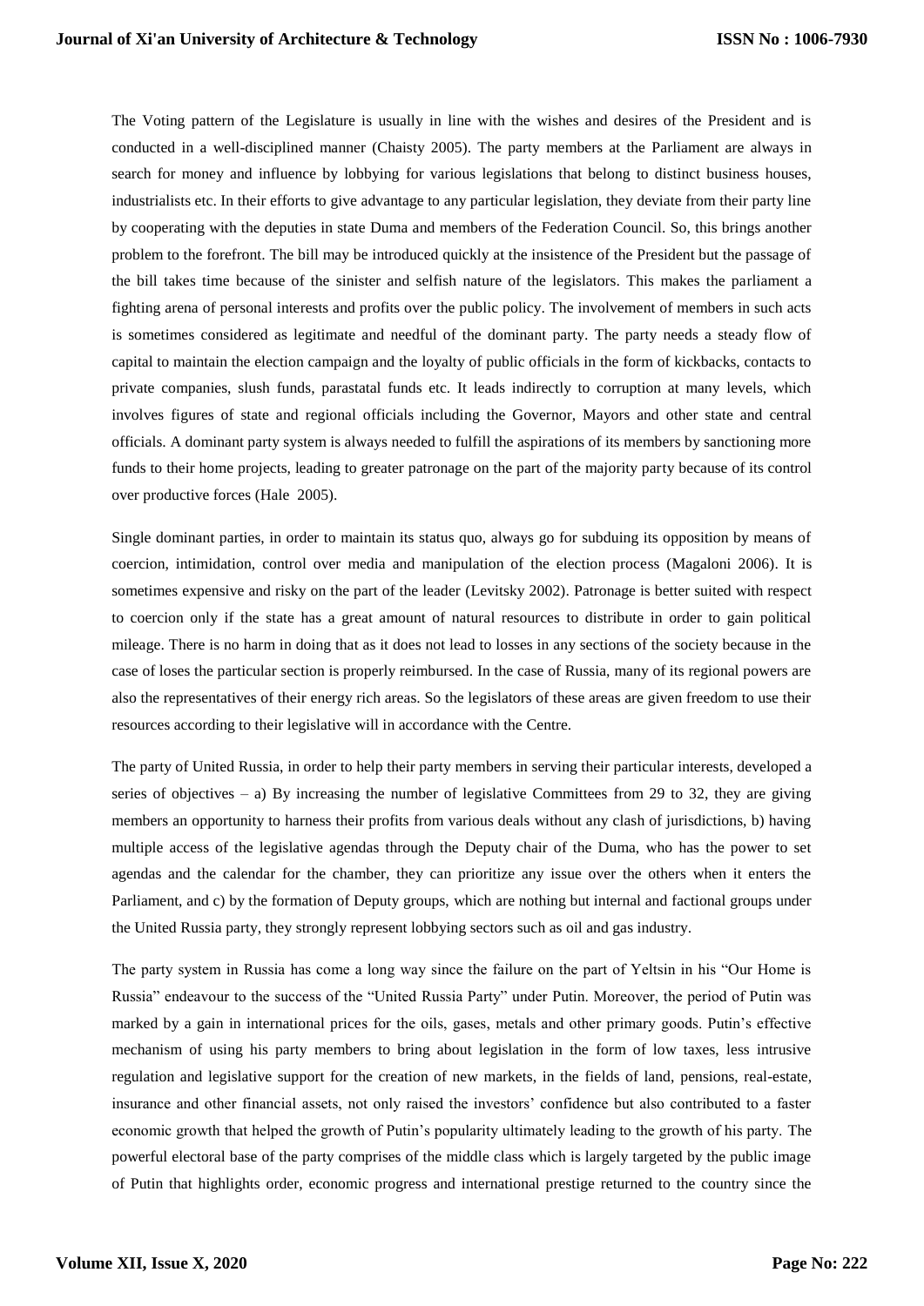The Voting pattern of the Legislature is usually in line with the wishes and desires of the President and is conducted in a well-disciplined manner (Chaisty 2005). The party members at the Parliament are always in search for money and influence by lobbying for various legislations that belong to distinct business houses, industrialists etc. In their efforts to give advantage to any particular legislation, they deviate from their party line by cooperating with the deputies in state Duma and members of the Federation Council. So, this brings another problem to the forefront. The bill may be introduced quickly at the insistence of the President but the passage of the bill takes time because of the sinister and selfish nature of the legislators. This makes the parliament a fighting arena of personal interests and profits over the public policy. The involvement of members in such acts is sometimes considered as legitimate and needful of the dominant party. The party needs a steady flow of capital to maintain the election campaign and the loyalty of public officials in the form of kickbacks, contacts to private companies, slush funds, parastatal funds etc. It leads indirectly to corruption at many levels, which involves figures of state and regional officials including the Governor, Mayors and other state and central officials. A dominant party system is always needed to fulfill the aspirations of its members by sanctioning more funds to their home projects, leading to greater patronage on the part of the majority party because of its control over productive forces (Hale 2005).

Single dominant parties, in order to maintain its status quo, always go for subduing its opposition by means of coercion, intimidation, control over media and manipulation of the election process (Magaloni 2006). It is sometimes expensive and risky on the part of the leader (Levitsky 2002). Patronage is better suited with respect to coercion only if the state has a great amount of natural resources to distribute in order to gain political mileage. There is no harm in doing that as it does not lead to losses in any sections of the society because in the case of loses the particular section is properly reimbursed. In the case of Russia, many of its regional powers are also the representatives of their energy rich areas. So the legislators of these areas are given freedom to use their resources according to their legislative will in accordance with the Centre.

The party of United Russia, in order to help their party members in serving their particular interests, developed a series of objectives – a) By increasing the number of legislative Committees from 29 to 32, they are giving members an opportunity to harness their profits from various deals without any clash of jurisdictions, b) having multiple access of the legislative agendas through the Deputy chair of the Duma, who has the power to set agendas and the calendar for the chamber, they can prioritize any issue over the others when it enters the Parliament, and c) by the formation of Deputy groups, which are nothing but internal and factional groups under the United Russia party, they strongly represent lobbying sectors such as oil and gas industry.

The party system in Russia has come a long way since the failure on the part of Yeltsin in his "Our Home is Russia" endeavour to the success of the "United Russia Party" under Putin. Moreover, the period of Putin was marked by a gain in international prices for the oils, gases, metals and other primary goods. Putin's effective mechanism of using his party members to bring about legislation in the form of low taxes, less intrusive regulation and legislative support for the creation of new markets, in the fields of land, pensions, real-estate, insurance and other financial assets, not only raised the investors' confidence but also contributed to a faster economic growth that helped the growth of Putin's popularity ultimately leading to the growth of his party. The powerful electoral base of the party comprises of the middle class which is largely targeted by the public image of Putin that highlights order, economic progress and international prestige returned to the country since the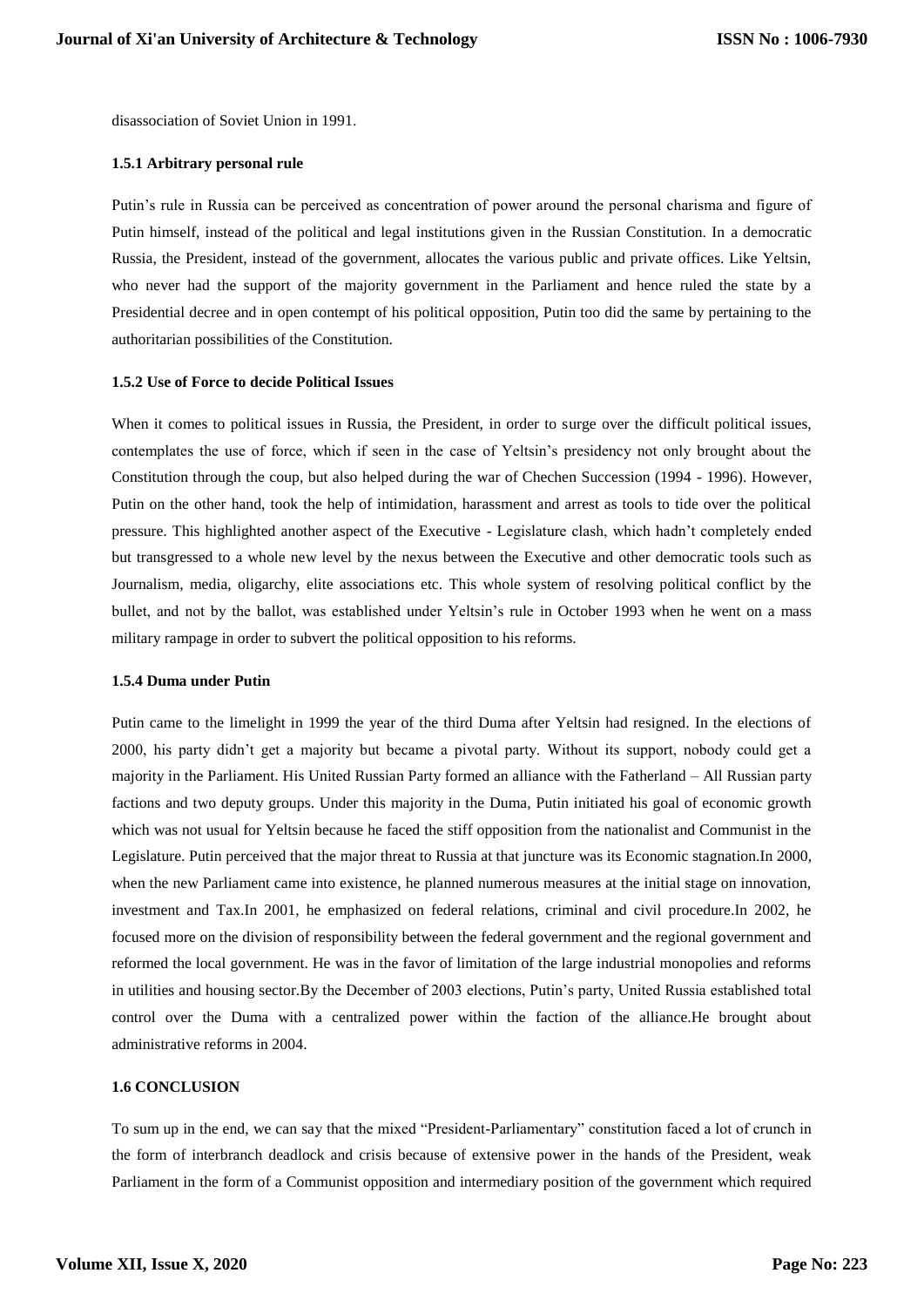disassociation of Soviet Union in 1991.

### 1.5.1 Arbitrary personal rule

Putin's rule in Russia can be perceived as concentration of power around the personal charisma and figure of Putin himself, instead of the political and legal institutions given in the Russian Constitution. In a democratic Russia, the President, instead of the government, allocates the various public and private offices. Like Yeltsin, who never had the support of the majority government in the Parliament and hence ruled the state by a Presidential decree and in open contempt of his political opposition, Putin too did the same by pertaining to the authoritarian possibilities of the Constitution.

### 1.5.2 Use of Force to decide Political Issues

When it comes to political issues in Russia, the President, in order to surge over the difficult political issues, contemplates the use of force, which if seen in the case of Yeltsin's presidency not only brought about the Constitution through the coup, but also helped during the war of Chechen Succession (1994 - 1996). However, Putin on the other hand, took the help of intimidation, harassment and arrest as tools to tide over the political pressure. This highlighted another aspect of the Executive - Legislature clash, which hadn't completely ended but transgressed to a whole new level by the nexus between the Executive and other democratic tools such as Journalism, media, oligarchy, elite associations etc. This whole system of resolving political conflict by the bullet, and not by the ballot, was established under Yeltsin's rule in October 1993 when he went on a mass military rampage in order to subvert the political opposition to his reforms.

### 1.5.4 Duma under Putin

Putin came to the limelight in 1999 the year of the third Duma after Yeltsin had resigned. In the elections of 2000, his party didn't get a majority but became a pivotal party. Without its support, nobody could get a majority in the Parliament. His United Russian Party formed an alliance with the Fatherland – All Russian party factions and two deputy groups. Under this majority in the Duma, Putin initiated his goal of economic growth which was not usual for Yeltsin because he faced the stiff opposition from the nationalist and Communist in the Legislature. Putin perceived that the major threat to Russia at that juncture was its Economic stagnation.In 2000, when the new Parliament came into existence, he planned numerous measures at the initial stage on innovation, investment and Tax.In 2001, he emphasized on federal relations, criminal and civil procedure.In 2002, he focused more on the division of responsibility between the federal government and the regional government and reformed the local government. He was in the favor of limitation of the large industrial monopolies and reforms in utilities and housing sector.By the December of 2003 elections, Putin's party, United Russia established total control over the Duma with a centralized power within the faction of the alliance.He brought about administrative reforms in 2004.

## 1.6 CONCLUSION

To sum up in the end, we can say that the mixed "President-Parliamentary" constitution faced a lot of crunch in the form of interbranch deadlock and crisis because of extensive power in the hands of the President, weak Parliament in the form of a Communist opposition and intermediary position of the government which required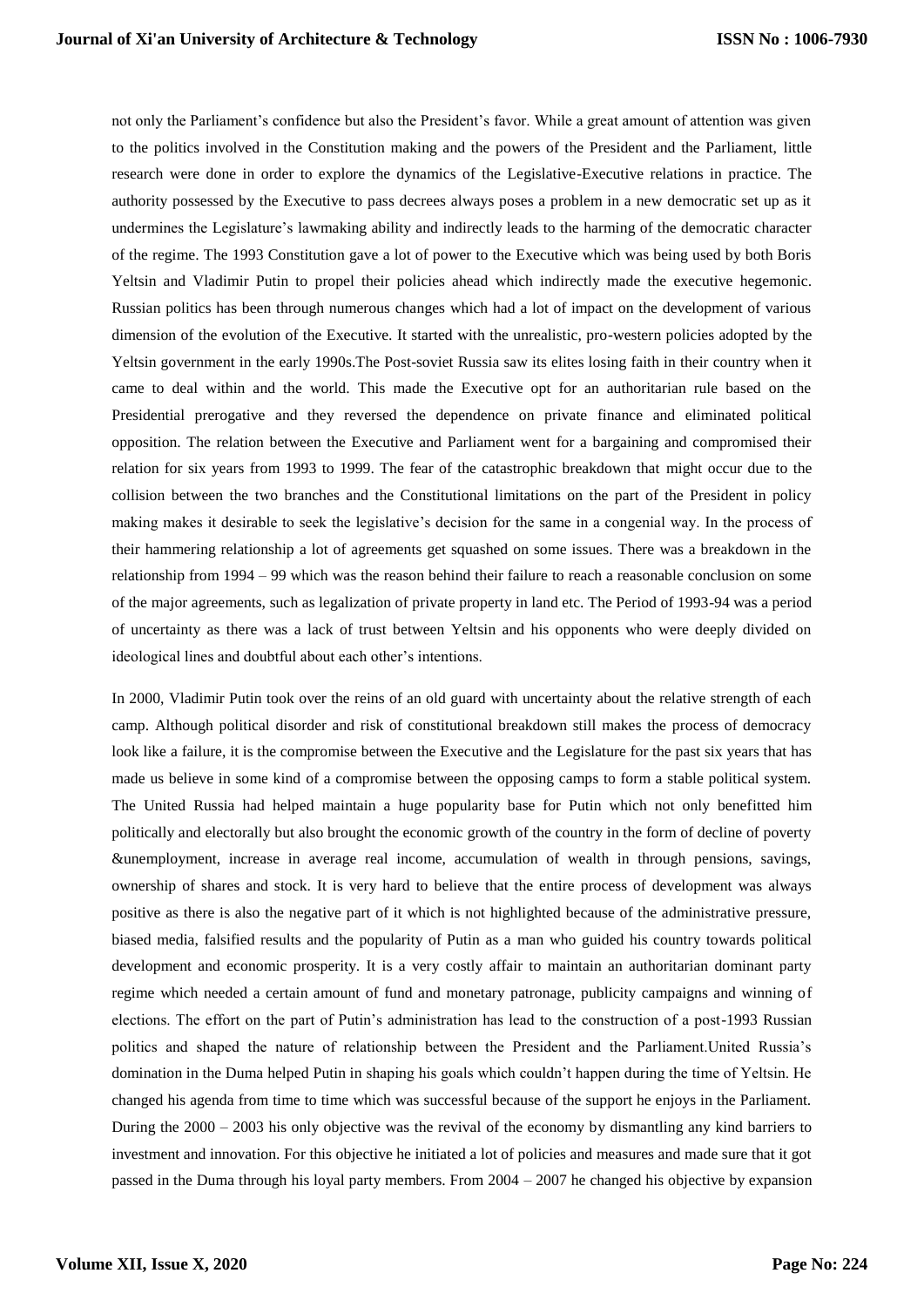not only the Parliament's confidence but also the President's favor. While a great amount of attention was given to the politics involved in the Constitution making and the powers of the President and the Parliament, little research were done in order to explore the dynamics of the Legislative-Executive relations in practice. The authority possessed by the Executive to pass decrees always poses a problem in a new democratic set up as it undermines the Legislature's lawmaking ability and indirectly leads to the harming of the democratic character of the regime. The 1993 Constitution gave a lot of power to the Executive which was being used by both Boris Yeltsin and Vladimir Putin to propel their policies ahead which indirectly made the executive hegemonic. Russian politics has been through numerous changes which had a lot of impact on the development of various dimension of the evolution of the Executive. It started with the unrealistic, pro-western policies adopted by the Yeltsin government in the early 1990s.The Post-soviet Russia saw its elites losing faith in their country when it came to deal within and the world. This made the Executive opt for an authoritarian rule based on the Presidential prerogative and they reversed the dependence on private finance and eliminated political opposition. The relation between the Executive and Parliament went for a bargaining and compromised their relation for six years from 1993 to 1999. The fear of the catastrophic breakdown that might occur due to the collision between the two branches and the Constitutional limitations on the part of the President in policy making makes it desirable to seek the legislative's decision for the same in a congenial way. In the process of their hammering relationship a lot of agreements get squashed on some issues. There was a breakdown in the relationship from 1994 – 99 which was the reason behind their failure to reach a reasonable conclusion on some of the major agreements, such as legalization of private property in land etc. The Period of 1993-94 was a period of uncertainty as there was a lack of trust between Yeltsin and his opponents who were deeply divided on ideological lines and doubtful about each other's intentions.

In 2000, Vladimir Putin took over the reins of an old guard with uncertainty about the relative strength of each camp. Although political disorder and risk of constitutional breakdown still makes the process of democracy look like a failure, it is the compromise between the Executive and the Legislature for the past six years that has made us believe in some kind of a compromise between the opposing camps to form a stable political system. The United Russia had helped maintain a huge popularity base for Putin which not only benefitted him politically and electorally but also brought the economic growth of the country in the form of decline of poverty &unemployment, increase in average real income, accumulation of wealth in through pensions, savings, ownership of shares and stock. It is very hard to believe that the entire process of development was always positive as there is also the negative part of it which is not highlighted because of the administrative pressure, biased media, falsified results and the popularity of Putin as a man who guided his country towards political development and economic prosperity. It is a very costly affair to maintain an authoritarian dominant party regime which needed a certain amount of fund and monetary patronage, publicity campaigns and winning of elections. The effort on the part of Putin's administration has lead to the construction of a post-1993 Russian politics and shaped the nature of relationship between the President and the Parliament.United Russia's domination in the Duma helped Putin in shaping his goals which couldn't happen during the time of Yeltsin. He changed his agenda from time to time which was successful because of the support he enjoys in the Parliament. During the 2000 – 2003 his only objective was the revival of the economy by dismantling any kind barriers to investment and innovation. For this objective he initiated a lot of policies and measures and made sure that it got passed in the Duma through his loyal party members. From 2004 – 2007 he changed his objective by expansion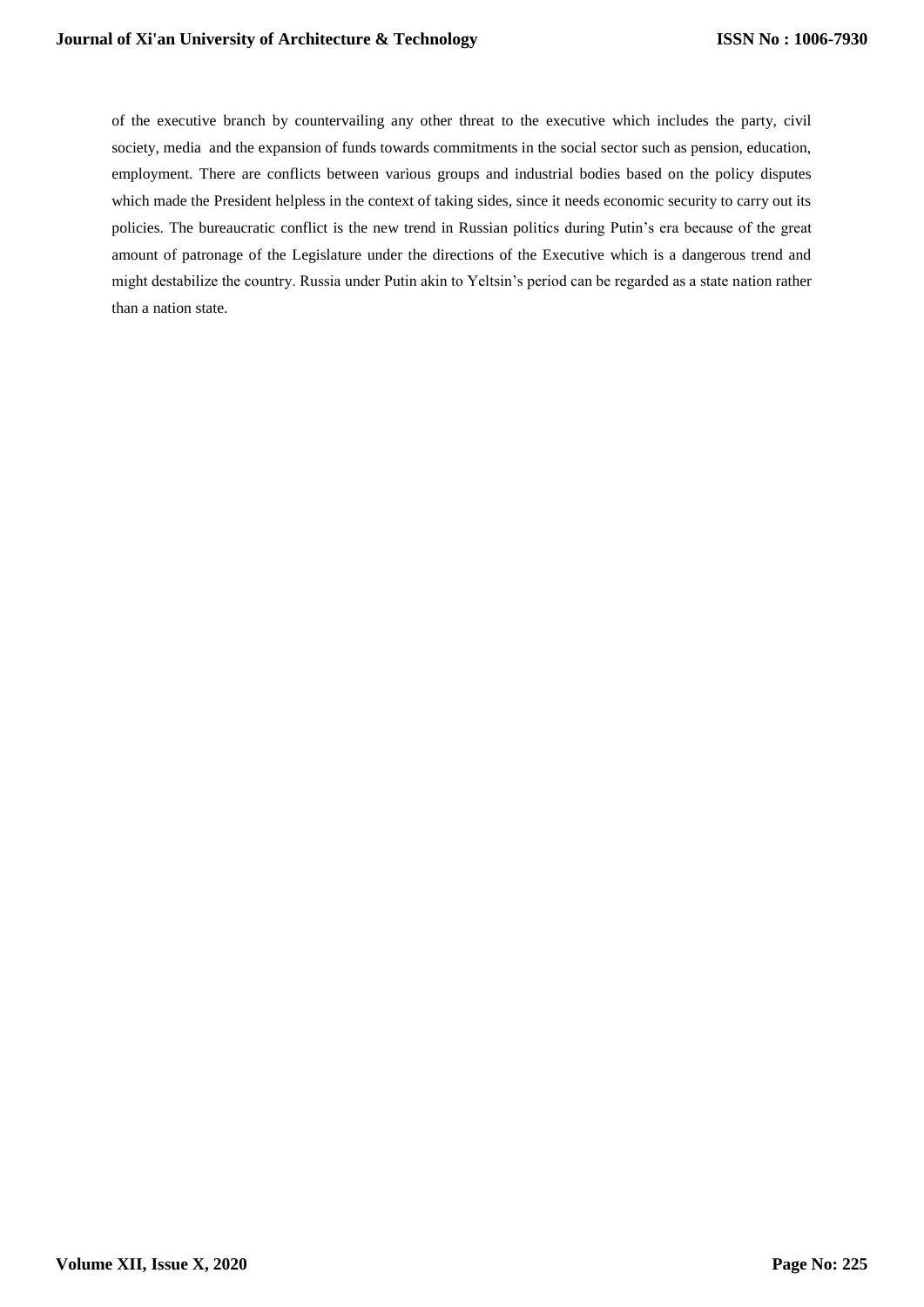of the executive branch by countervailing any other threat to the executive which includes the party, civil society, media and the expansion of funds towards commitments in the social sector such as pension, education, employment. There are conflicts between various groups and industrial bodies based on the policy disputes which made the President helpless in the context of taking sides, since it needs economic security to carry out its policies. The bureaucratic conflict is the new trend in Russian politics during Putin's era because of the great amount of patronage of the Legislature under the directions of the Executive which is a dangerous trend and might destabilize the country. Russia under Putin akin to Yeltsin's period can be regarded as a state nation rather than a nation state.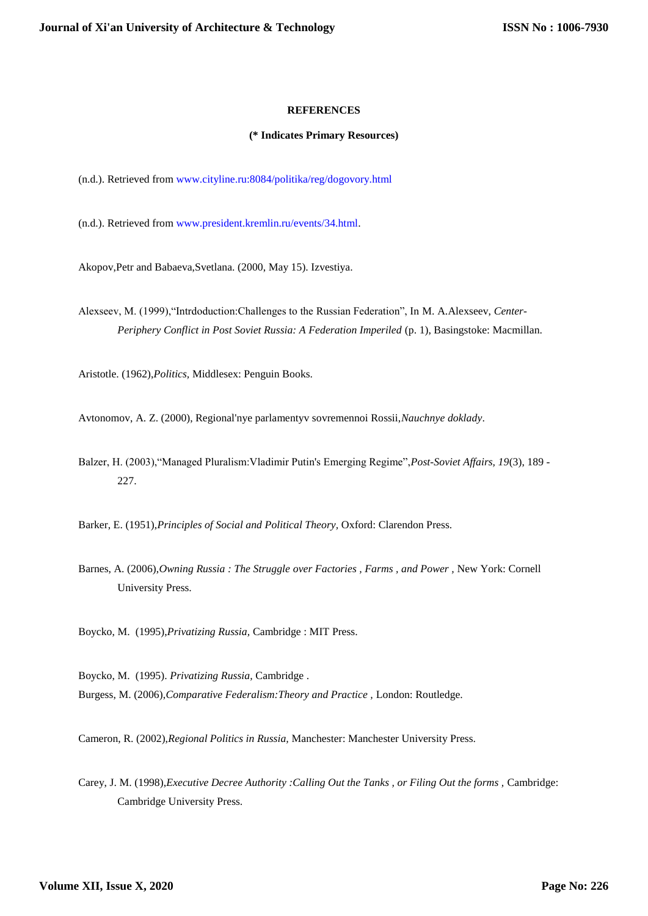**REFERENCES**

**(* Indicates Primary Resources)**

(n.d.). Retrieved from www.cityline.ru:8084/politika/reg/dogovory.html

(n.d.). Retrieved from www.president.kremlin.ru/events/34.html.

Akopov,Petr and Babaeva,Svetlana. (2000, May 15). Izvestiya.

Alexseev, M. (1999),"Intrdoduction:Challenges to the Russian Federation", In M. A.Alexseev, *Center-Periphery Conflict in Post Soviet Russia: A Federation Imperiled* (p. 1), Basingstoke: Macmillan.

Aristotle. (1962),*Politics*, Middlesex: Penguin Books.

Avtonomov, A. Z. (2000), Regional'nye parlamentyv sovremennoi Rossii,*Nauchnye doklady*.

Balzer, H. (2003),"Managed Pluralism:Vladimir Putin's Emerging Regime",*Post-Soviet Affairs, 19*(3), 189 - 227.

Barker, E. (1951),*Principles of Social and Political Theory*, Oxford: Clarendon Press.

Barnes, A. (2006),*Owning Russia : The Struggle over Factories , Farms , and Power* , New York: Cornell University Press.

Boycko, M. (1995),*Privatizing Russia*, Cambridge : MIT Press.

Boycko, M. (1995). *Privatizing Russia*, Cambridge .

Burgess, M. (2006),*Comparative Federalism:Theory and Practice* , London: Routledge.

Cameron, R. (2002),*Regional Politics in Russia*, Manchester: Manchester University Press.

Carey, J. M. (1998),*Executive Decree Authority :Calling Out the Tanks , or Filing Out the forms* , Cambridge: Cambridge University Press.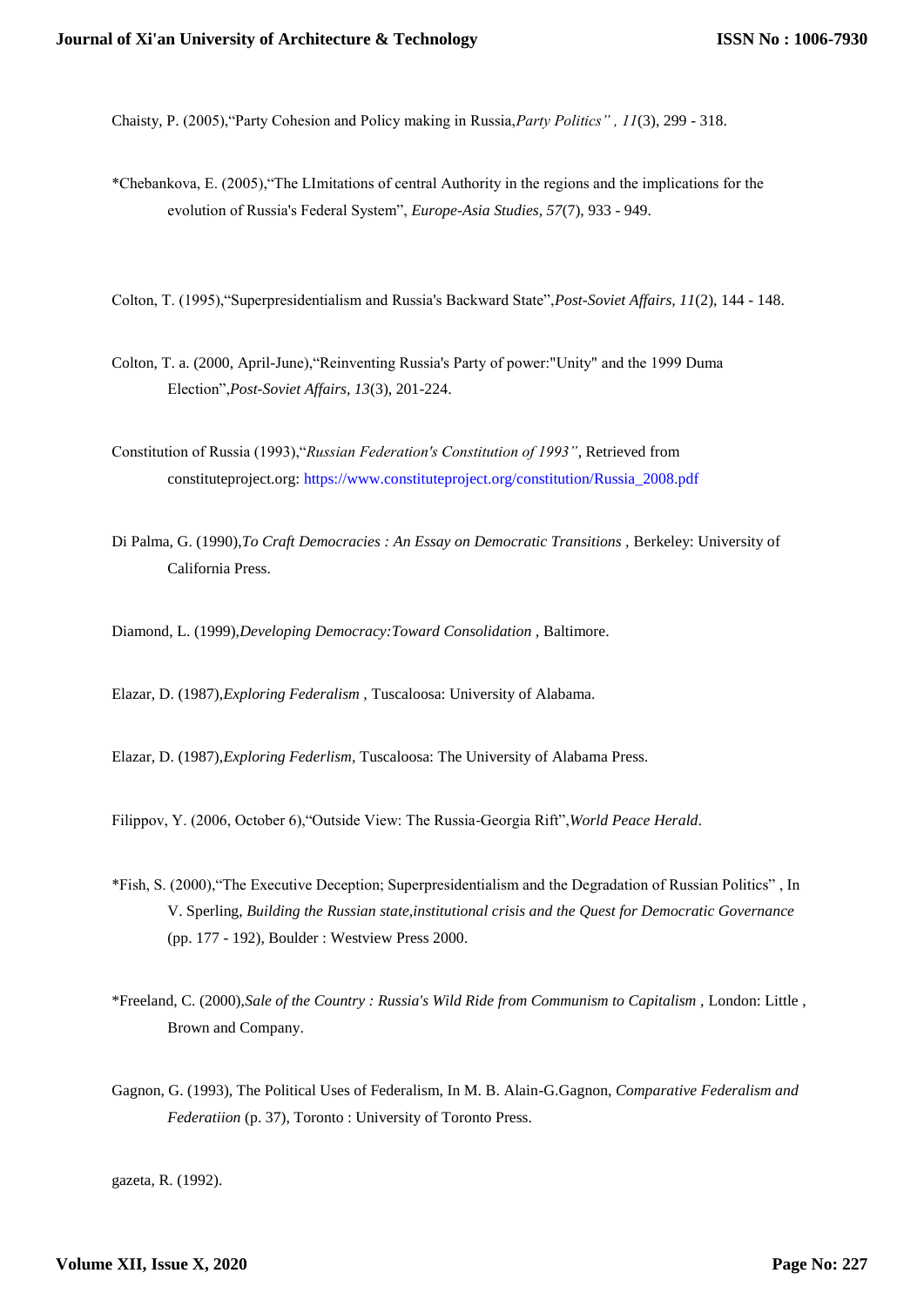Chaisty, P. (2005),"Party Cohesion and Policy making in Russia,*Party Politics" , 11*(3), 299 - 318.

*Chebankova, E. (2005),"The LImitations of central Authority in the regions and the implications for the evolution of Russia's Federal System", *Europe-Asia Studies, 57*(7), 933 - 949.

Colton, T. (1995),"Superpresidentialism and Russia's Backward State",*Post-Soviet Affairs, 11*(2), 144 - 148.

Colton, T. a. (2000, April-June),"Reinventing Russia's Party of power:"Unity" and the 1999 Duma Election",*Post-Soviet Affairs, 13*(3), 201-224.

Constitution of Russia (1993),"*Russian Federation's Constitution of 1993"*, Retrieved from constituteproject.org: https://www.constituteproject.org/constitution/Russia_2008.pdf

Di Palma, G. (1990),*To Craft Democracies : An Essay on Democratic Transitions* , Berkeley: University of California Press.

Diamond, L. (1999),*Developing Democracy:Toward Consolidation* , Baltimore.

Elazar, D. (1987),*Exploring Federalism* , Tuscaloosa: University of Alabama.

Elazar, D. (1987),*Exploring Federlism,* Tuscaloosa: The University of Alabama Press.

Filippov, Y. (2006, October 6),"Outside View: The Russia-Georgia Rift",*World Peace Herald*.

*Fish, S. (2000),"The Executive Deception; Superpresidentialism and the Degradation of Russian Politics" , In V. Sperling, *Building the Russian state,institutional crisis and the Quest for Democratic Governance* (pp. 177 - 192), Boulder : Westview Press 2000.

*Freeland, C. (2000),*Sale of the Country : Russia's Wild Ride from Communism to Capitalism* , London: Little , Brown and Company.

Gagnon, G. (1993), The Political Uses of Federalism, In M. B. Alain-G.Gagnon, *Comparative Federalism and Federatiion* (p. 37), Toronto : University of Toronto Press.

gazeta, R. (1992).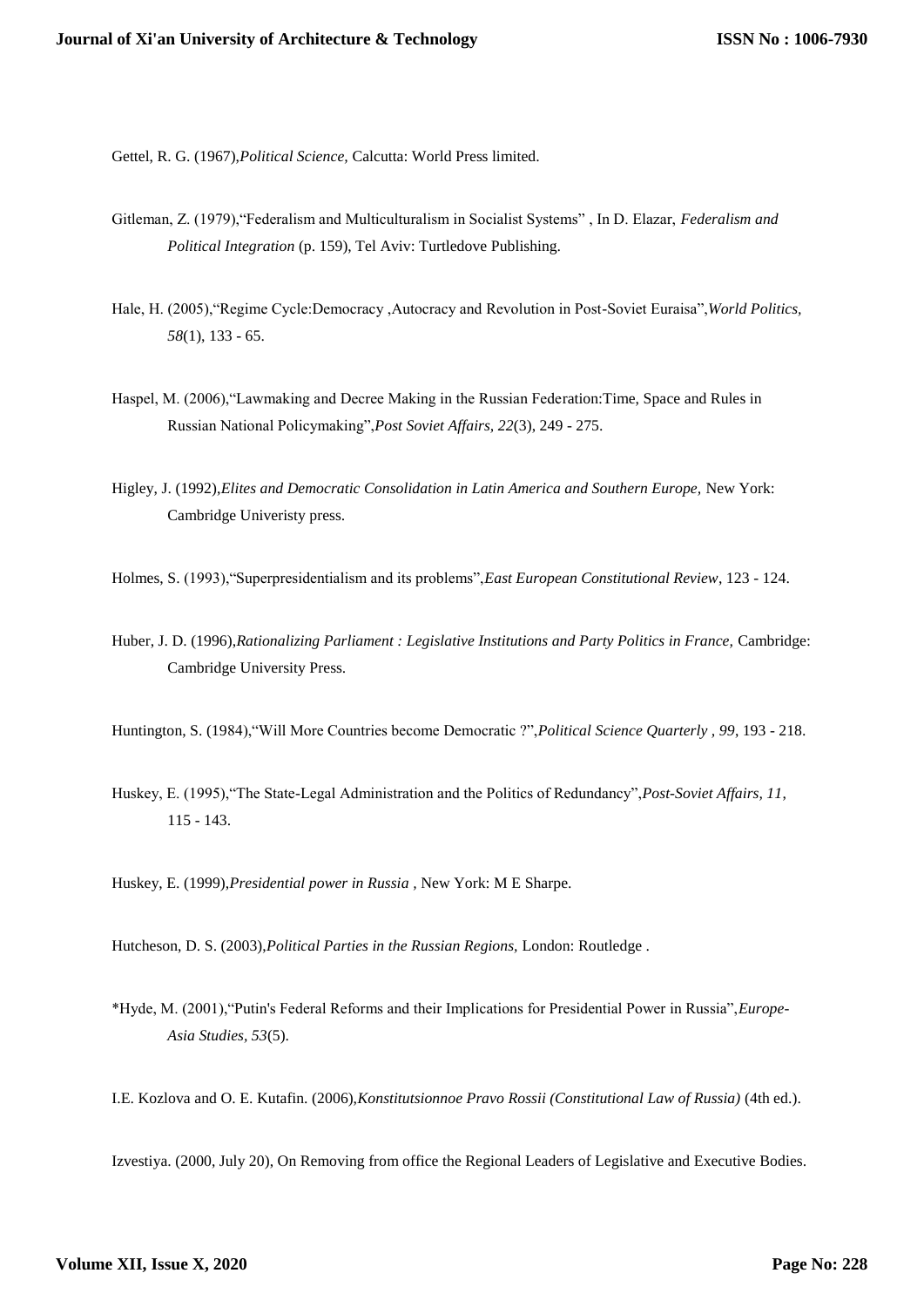Gettel, R. G. (1967),*Political Science,* Calcutta: World Press limited.

Gitleman, Z. (1979),"Federalism and Multiculturalism in Socialist Systems" , In D. Elazar, *Federalism and Political Integration* (p. 159), Tel Aviv: Turtledove Publishing.

Hale, H. (2005),"Regime Cycle:Democracy ,Autocracy and Revolution in Post-Soviet Euraisa",*World Politics, 58*(1), 133 - 65.

Haspel, M. (2006),"Lawmaking and Decree Making in the Russian Federation:Time, Space and Rules in Russian National Policymaking",*Post Soviet Affairs, 22*(3), 249 - 275.

Higley, J. (1992),*Elites and Democratic Consolidation in Latin America and Southern Europe,* New York: Cambridge Univeristy press.

Holmes, S. (1993),"Superpresidentialism and its problems",*East European Constitutional Review*, 123 - 124.

Huber, J. D. (1996),*Rationalizing Parliament : Legislative Institutions and Party Politics in France,* Cambridge: Cambridge University Press.

Huntington, S. (1984),"Will More Countries become Democratic ?",*Political Science Quarterly , 99*, 193 - 218.

Huskey, E. (1995),"The State-Legal Administration and the Politics of Redundancy",*Post-Soviet Affairs, 11*, 115 - 143.

Huskey, E. (1999),*Presidential power in Russia* , New York: M E Sharpe.

Hutcheson, D. S. (2003),*Political Parties in the Russian Regions,* London: Routledge .

*Hyde, M. (2001),"Putin's Federal Reforms and their Implications for Presidential Power in Russia",*Europe-Asia Studies, 53*(5).

I.E. Kozlova and O. E. Kutafin. (2006),*Konstitutsionnoe Pravo Rossii (Constitutional Law of Russia)* (4th ed.).

Izvestiya. (2000, July 20), On Removing from office the Regional Leaders of Legislative and Executive Bodies.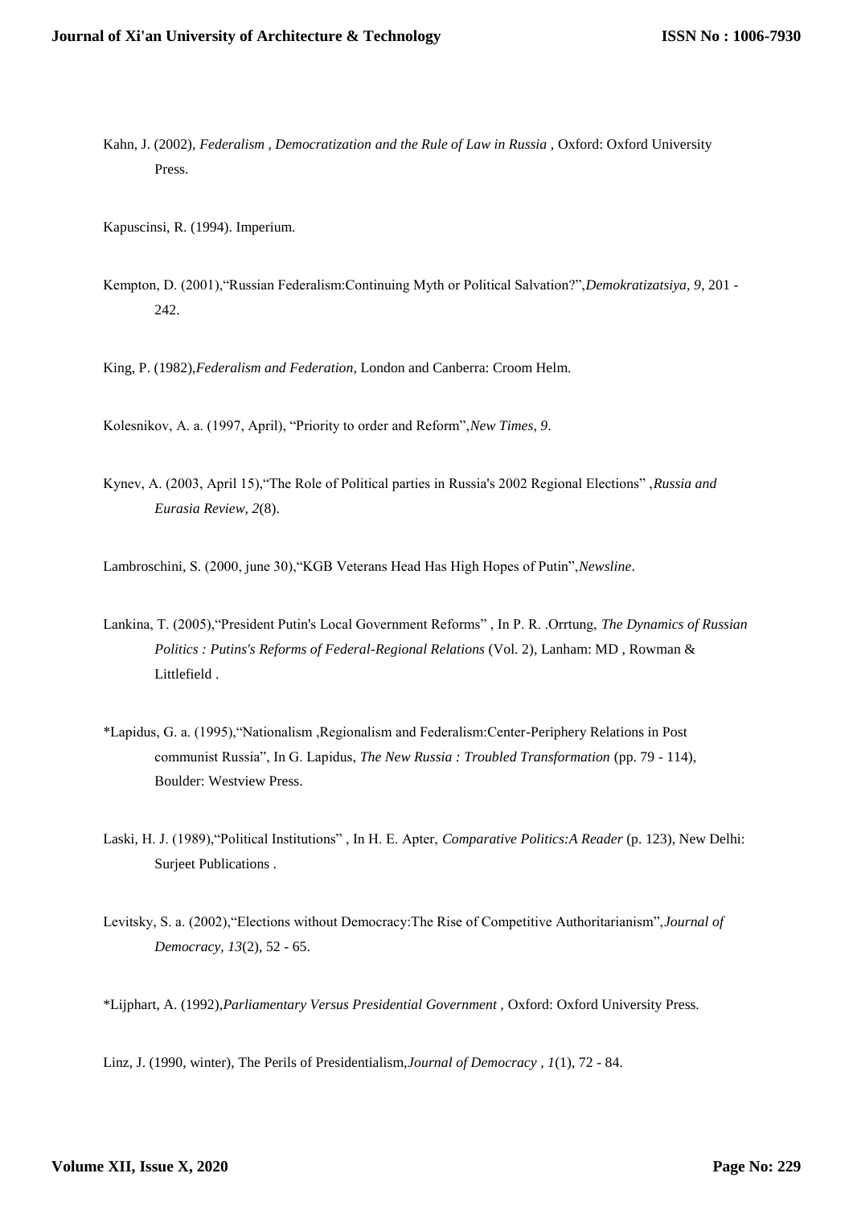Kahn, J. (2002), *Federalism , Democratization and the Rule of Law in Russia* , Oxford: Oxford University Press.

Kapuscinsi, R. (1994). Imperium.

Kempton, D. (2001),"Russian Federalism:Continuing Myth or Political Salvation?",*Demokratizatsiya, 9*, 201 - 242.

King, P. (1982),*Federalism and Federation*, London and Canberra: Croom Helm.

Kolesnikov, A. a. (1997, April), "Priority to order and Reform",*New Times, 9*.

Kynev, A. (2003, April 15),"The Role of Political parties in Russia's 2002 Regional Elections" ,*Russia and Eurasia Review, 2*(8).

Lambroschini, S. (2000, june 30),"KGB Veterans Head Has High Hopes of Putin",*Newsline*.

Lankina, T. (2005),"President Putin's Local Government Reforms" , In P. R. .Orrtung, *The Dynamics of Russian Politics : Putins's Reforms of Federal-Regional Relations* (Vol. 2), Lanham: MD , Rowman & Littlefield .

*Lapidus, G. a. (1995),"Nationalism ,Regionalism and Federalism:Center-Periphery Relations in Post communist Russia", In G. Lapidus, *The New Russia : Troubled Transformation* (pp. 79 - 114), Boulder: Westview Press.

Laski, H. J. (1989),"Political Institutions" , In H. E. Apter, *Comparative Politics:A Reader* (p. 123), New Delhi: Surjeet Publications .

Levitsky, S. a. (2002),"Elections without Democracy:The Rise of Competitive Authoritarianism",*Journal of Democracy, 13*(2), 52 - 65.

*Lijphart, A. (1992),*Parliamentary Versus Presidential Government* , Oxford: Oxford University Press.

Linz, J. (1990, winter), The Perils of Presidentialism,*Journal of Democracy , 1*(1), 72 - 84.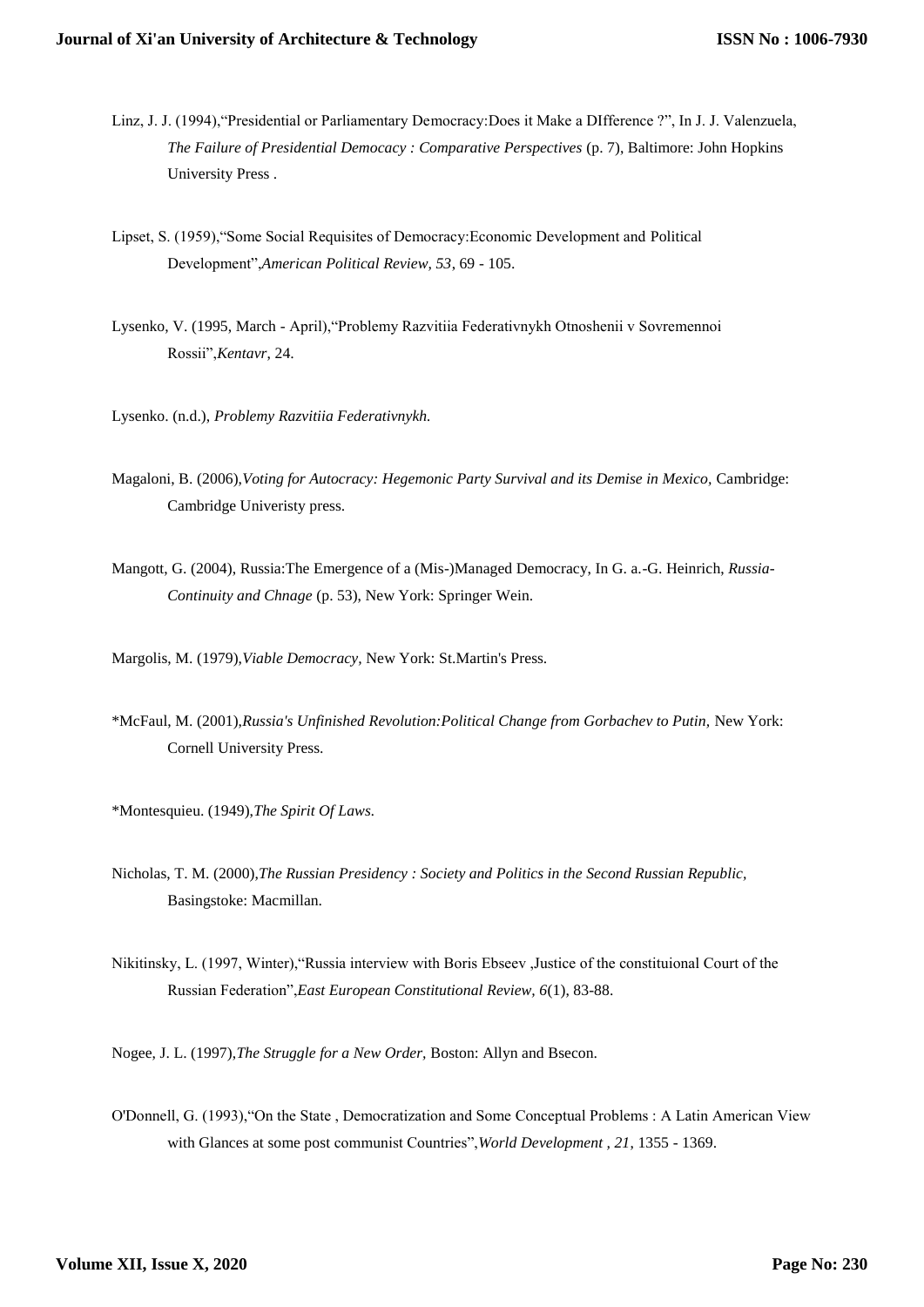Linz, J. J. (1994),"Presidential or Parliamentary Democracy:Does it Make a DIfference ?", In J. J. Valenzuela, *The Failure of Presidential Democracy : Comparative Perspectives* (p. 7), Baltimore: John Hopkins University Press .

Lipset, S. (1959),"Some Social Requisites of Democracy:Economic Development and Political Development",*American Political Review, 53*, 69 - 105.

Lysenko, V. (1995, March - April),"Problemy Razvitiia Federativnykh Otnoshenii v Sovremennoi Rossii",*Kentavr*, 24.

Lysenko. (n.d.), *Problemy Razvitiia Federativnykh.*

Magaloni, B. (2006),*Voting for Autocracy: Hegemonic Party Survival and its Demise in Mexico,* Cambridge: Cambridge Univeristy press.

Mangott, G. (2004), Russia:The Emergence of a (Mis-)Managed Democracy, In G. a.-G. Heinrich, *Russia-Continuity and Chnage* (p. 53), New York: Springer Wein.

Margolis, M. (1979),*Viable Democracy,* New York: St.Martin's Press.

*McFaul, M. (2001),*Russia's Unfinished Revolution:Political Change from Gorbachev to Putin,* New York: Cornell University Press.

*Montesquieu. (1949),*The Spirit Of Laws.*

Nicholas, T. M. (2000),*The Russian Presidency : Society and Politics in the Second Russian Republic*, Basingstoke: Macmillan.

Nikitinsky, L. (1997, Winter),"Russia interview with Boris Ebseev ,Justice of the constituional Court of the Russian Federation",*East European Constitutional Review, 6*(1), 83-88.

Nogee, J. L. (1997),*The Struggle for a New Order,* Boston: Allyn and Bsecon.

O'Donnell, G. (1993),"On the State , Democratization and Some Conceptual Problems : A Latin American View with Glances at some post communist Countries",*World Development , 21*, 1355 - 1369.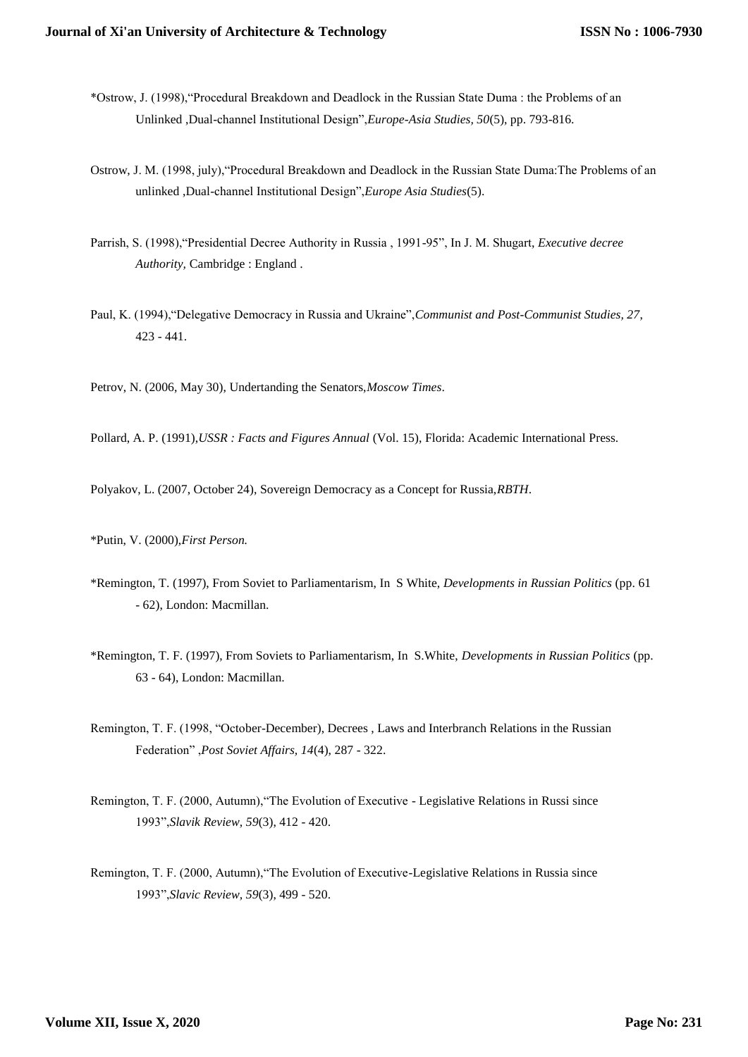*Ostrow, J. (1998),"Procedural Breakdown and Deadlock in the Russian State Duma : the Problems of an Unlinked ,Dual-channel Institutional Design",*Europe-Asia Studies, 50*(5), pp. 793-816.

Ostrow, J. M. (1998, july),"Procedural Breakdown and Deadlock in the Russian State Duma:The Problems of an unlinked ,Dual-channel Institutional Design",*Europe Asia Studies*(5).

Parrish, S. (1998),"Presidential Decree Authority in Russia , 1991-95", In J. M. Shugart, *Executive decree Authority,* Cambridge : England .

Paul, K. (1994),"Delegative Democracy in Russia and Ukraine",*Communist and Post-Communist Studies, 27,* 423 - 441.

Petrov, N. (2006, May 30), Undertanding the Senators,*Moscow Times*.

Pollard, A. P. (1991),*USSR : Facts and Figures Annual* (Vol. 15), Florida: Academic International Press.

Polyakov, L. (2007, October 24), Sovereign Democracy as a Concept for Russia,*RBTH*.

*Putin, V. (2000),*First Person.*

*Remington, T. (1997), From Soviet to Parliamentarism, In S White, *Developments in Russian Politics* (pp. 61 - 62), London: Macmillan.

*Remington, T. F. (1997), From Soviets to Parliamentarism, In S.White, *Developments in Russian Politics* (pp. 63 - 64), London: Macmillan.

Remington, T. F. (1998, "October-December), Decrees , Laws and Interbranch Relations in the Russian Federation" ,*Post Soviet Affairs, 14*(4), 287 - 322.

Remington, T. F. (2000, Autumn),"The Evolution of Executive - Legislative Relations in Russi since 1993",*Slavik Review, 59*(3), 412 - 420.

Remington, T. F. (2000, Autumn),"The Evolution of Executive-Legislative Relations in Russia since 1993",*Slavic Review, 59*(3), 499 - 520.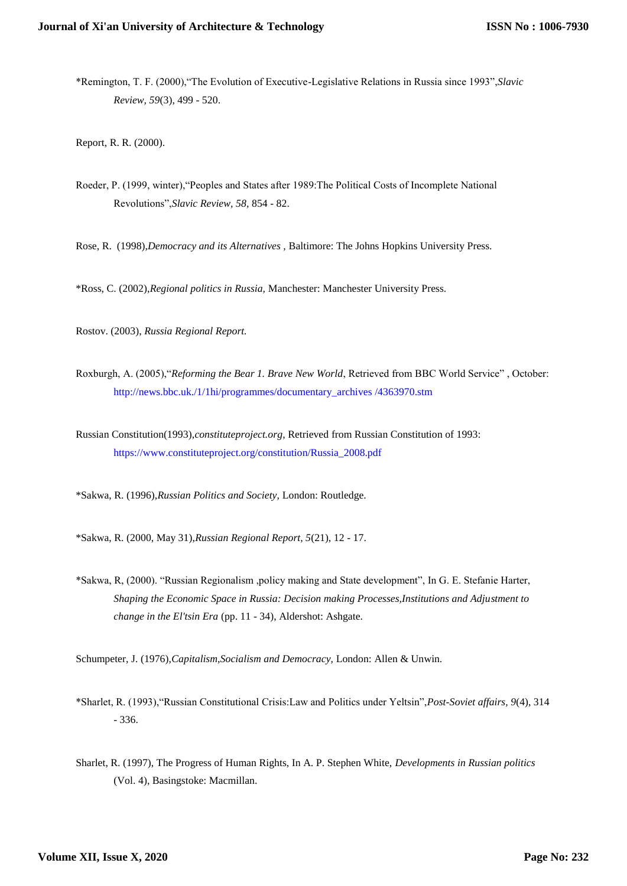*Remington, T. F. (2000),"The Evolution of Executive-Legislative Relations in Russia since 1993",*Slavic Review, 59*(3), 499 - 520.

Report, R. R. (2000).

Roeder, P. (1999, winter),"Peoples and States after 1989:The Political Costs of Incomplete National Revolutions",*Slavic Review, 58*, 854 - 82.

Rose, R. (1998),*Democracy and its Alternatives* , Baltimore: The Johns Hopkins University Press.

*Ross, C. (2002),*Regional politics in Russia,* Manchester: Manchester University Press.

Rostov. (2003), *Russia Regional Report.*

Roxburgh, A. (2005),"*Reforming the Bear 1. Brave New World*, Retrieved from BBC World Service" , October: http://news.bbc.uk./1/1hi/programmes/documentary_archives /4363970.stm

Russian Constitution(1993),*constituteproject.org*, Retrieved from Russian Constitution of 1993: https://www.constituteproject.org/constitution/Russia_2008.pdf

*Sakwa, R. (1996),*Russian Politics and Society,* London: Routledge.

*Sakwa, R. (2000, May 31),*Russian Regional Report, 5*(21), 12 - 17.

*Sakwa, R, (2000). "Russian Regionalism ,policy making and State development", In G. E. Stefanie Harter, *Shaping the Economic Space in Russia: Decision making Processes,Institutions and Adjustment to change in the El'tsin Era* (pp. 11 - 34), Aldershot: Ashgate.

Schumpeter, J. (1976),*Capitalism,Socialism and Democracy,* London: Allen & Unwin.

*Sharlet, R. (1993),"Russian Constitutional Crisis:Law and Politics under Yeltsin",*Post-Soviet affairs, 9*(4), 314 - 336.

Sharlet, R. (1997), The Progress of Human Rights, In A. P. Stephen White, *Developments in Russian politics* (Vol. 4), Basingstoke: Macmillan.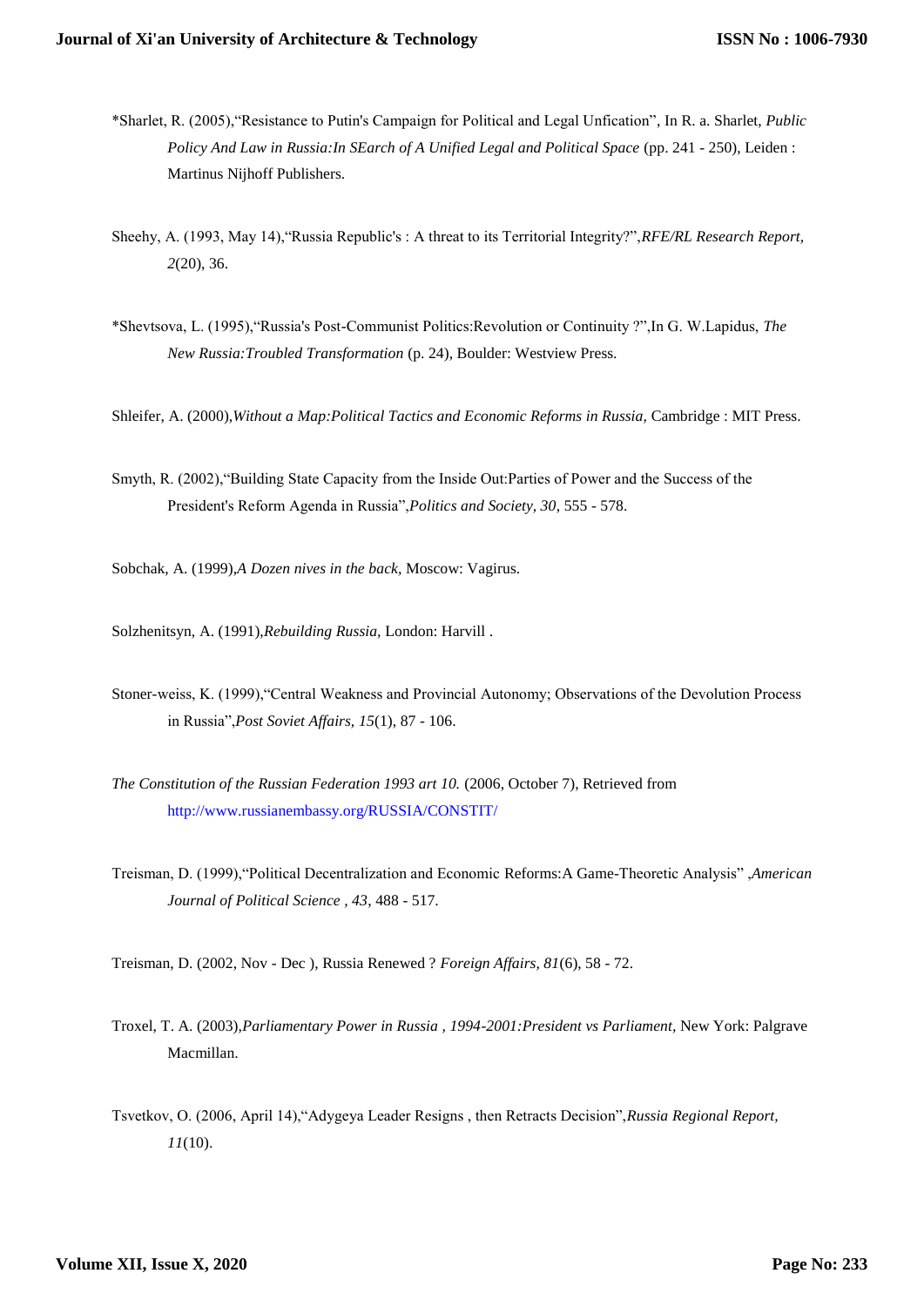*Sharlet, R. (2005),"Resistance to Putin's Campaign for Political and Legal Unfication", In R. a. Sharlet, *Public Policy And Law in Russia:In SEarch of A Unified Legal and Political Space* (pp. 241 - 250), Leiden : Martinus Nijhoff Publishers.

Sheehy, A. (1993, May 14),"Russia Republic's : A threat to its Territorial Integrity?",*RFE/RL Research Report, 2*(20), 36.

*Shevtsova, L. (1995),"Russia's Post-Communist Politics:Revolution or Continuity ?",In G. W.Lapidus, *The New Russia:Troubled Transformation* (p. 24), Boulder: Westview Press.

Shleifer, A. (2000),*Without a Map:Political Tactics and Economic Reforms in Russia,* Cambridge : MIT Press.

Smyth, R. (2002),"Building State Capacity from the Inside Out:Parties of Power and the Success of the President's Reform Agenda in Russia",*Politics and Society, 30,* 555 - 578.

Sobchak, A. (1999),*A Dozen nives in the back,* Moscow: Vagirus.

Solzhenitsyn, A. (1991),*Rebuilding Russia,* London: Harvill .

Stoner-weiss, K. (1999),"Central Weakness and Provincial Autonomy; Observations of the Devolution Process in Russia",*Post Soviet Affairs, 15*(1), 87 - 106.

*The Constitution of the Russian Federation 1993 art 10.* (2006, October 7), Retrieved from http://www.russianembassy.org/RUSSIA/CONSTIT/

Treisman, D. (1999),"Political Decentralization and Economic Reforms:A Game-Theoretic Analysis" ,*American Journal of Political Science , 43*, 488 - 517.

Treisman, D. (2002, Nov - Dec ), Russia Renewed ? *Foreign Affairs, 81*(6), 58 - 72.

Troxel, T. A. (2003),*Parliamentary Power in Russia , 1994-2001:President vs Parliament,* New York: Palgrave Macmillan.

Tsvetkov, O. (2006, April 14),"Adygeya Leader Resigns , then Retracts Decision",*Russia Regional Report, 11*(10).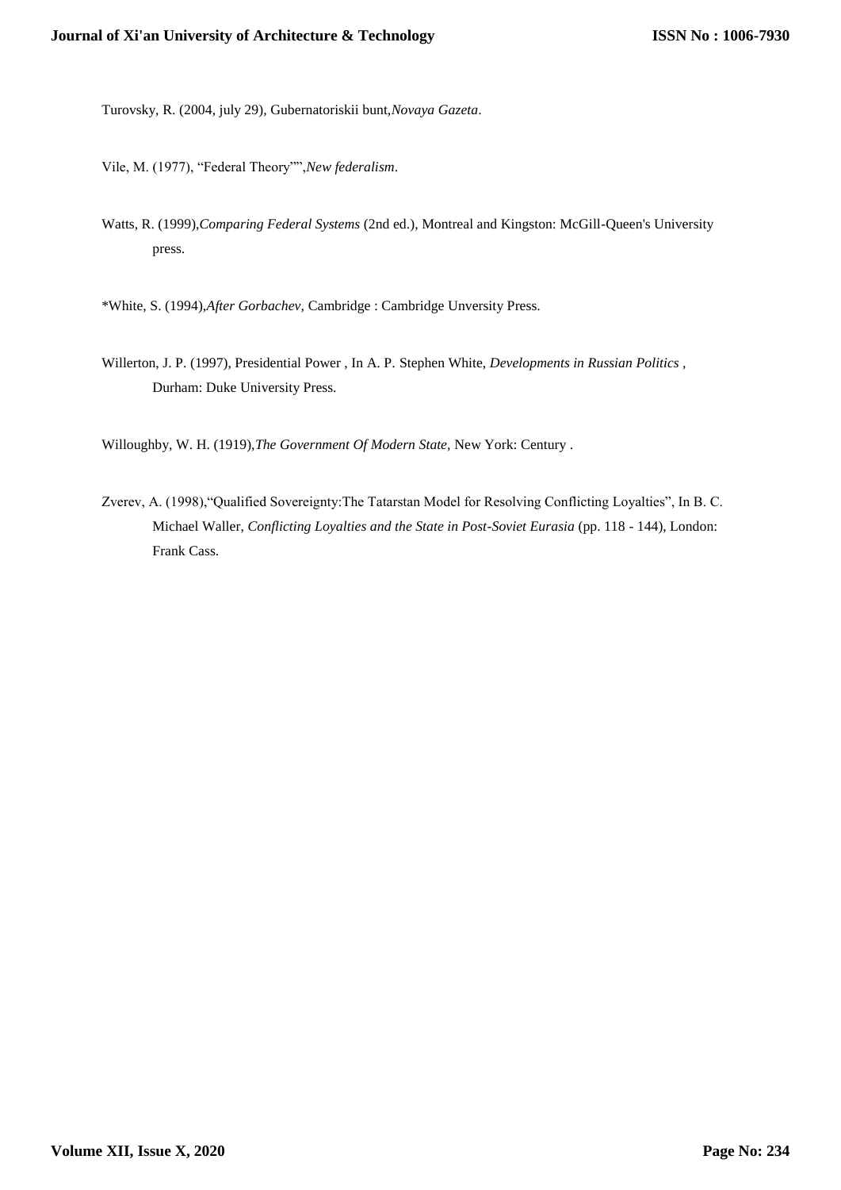Turovsky, R. (2004, july 29), Gubernatoriskii bunt,*Novaya Gazeta*.

Vile, M. (1977), "Federal Theory"",*New federalism*.

Watts, R. (1999),*Comparing Federal Systems* (2nd ed.), Montreal and Kingston: McGill-Queen's University press.

*White, S. (1994),*After Gorbachev,* Cambridge : Cambridge Unversity Press.

Willerton, J. P. (1997), Presidential Power , In A. P. Stephen White, *Developments in Russian Politics ,* Durham: Duke University Press.

Willoughby, W. H. (1919),*The Government Of Modern State,* New York: Century .

Zverev, A. (1998),"Qualified Sovereignty:The Tatarstan Model for Resolving Conflicting Loyalties", In B. C. Michael Waller, *Conflicting Loyalties and the State in Post-Soviet Eurasia* (pp. 118 - 144), London: Frank Cass.